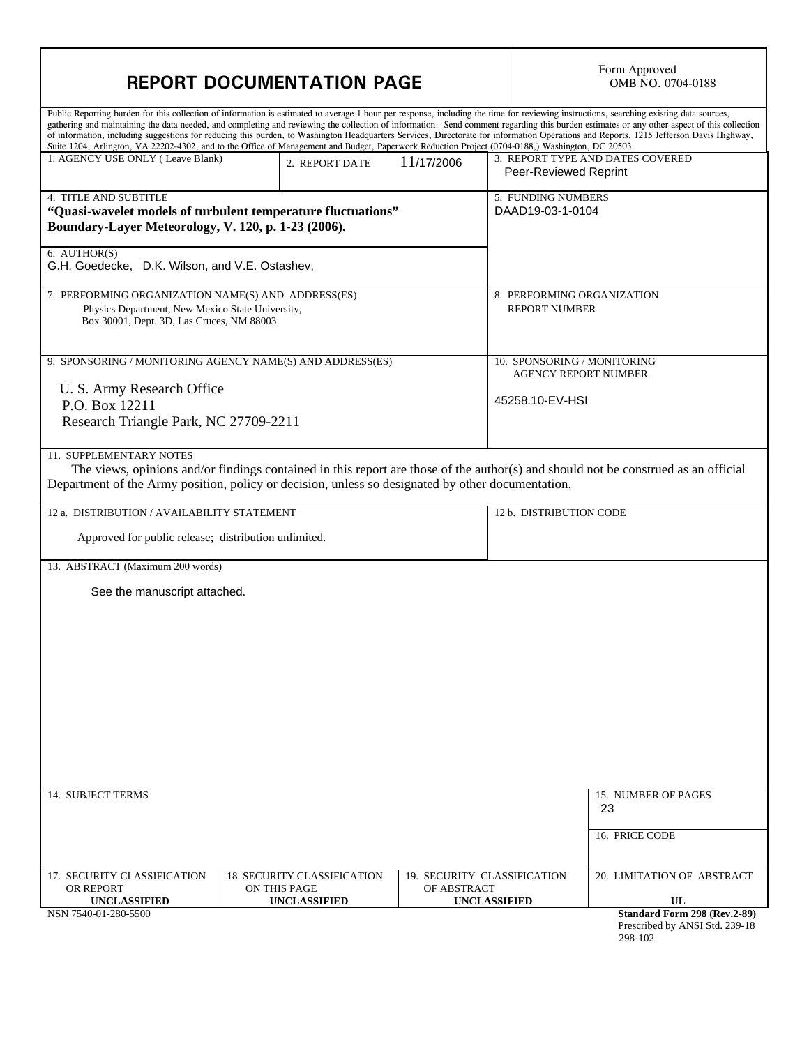# REPORT DOCUMENTATION PAGE

Form Approved
OMB NO. 0704-0188

Public Reporting burden for this collection of information is estimated to average 1 hour per response, including the time for reviewing instructions, searching existing data sources, gathering and maintaining the data needed, and completing and reviewing the collection of information. Send comment regarding this burden estimates or any other aspect of this collection of information, including suggestions for reducing this burden, to Washington Headquarters Services, Directorate for information Operations and Reports, 1215 Jefferson Davis Highway, Suite 1204, Arlington, VA 22202-4302, and to the Office of Management and Budget, Paperwork Reduction Project (0704-0188,) Washington, DC 20503.

| 1. AGENCY USE ONLY ( Leave Blank) | 2. REPORT DATE 11/17/2006 | 3. REPORT TYPE AND DATES COVERED Peer-Reviewed Reprint |
|---|---|---|

**4. TITLE AND SUBTITLE**
**"Quasi-wavelet models of turbulent temperature fluctuations"**
**Boundary-Layer Meteorology, V. 120, p. 1-23 (2006).**

5. FUNDING NUMBERS
DAAD19-03-1-0104

6. AUTHOR(S)
G.H. Goedecke, D.K. Wilson, and V.E. Ostashev,

7. PERFORMING ORGANIZATION NAME(S) AND ADDRESS(ES)
Physics Department, New Mexico State University,
Box 30001, Dept. 3D, Las Cruces, NM 88003

8. PERFORMING ORGANIZATION REPORT NUMBER

9. SPONSORING / MONITORING AGENCY NAME(S) AND ADDRESS(ES)
U. S. Army Research Office
P.O. Box 12211
Research Triangle Park, NC 27709-2211

10. SPONSORING / MONITORING AGENCY REPORT NUMBER
45258.10-EV-HSI

11. SUPPLEMENTARY NOTES
The views, opinions and/or findings contained in this report are those of the author(s) and should not be construed as an official Department of the Army position, policy or decision, unless so designated by other documentation.

12 a. DISTRIBUTION / AVAILABILITY STATEMENT
Approved for public release; distribution unlimited.

12 b. DISTRIBUTION CODE

13. ABSTRACT (Maximum 200 words)
See the manuscript attached.

14. SUBJECT TERMS

15. NUMBER OF PAGES
23

16. PRICE CODE

| 17. SECURITY CLASSIFICATION OR REPORT | 18. SECURITY CLASSIFICATION ON THIS PAGE | 19. SECURITY CLASSIFICATION OF ABSTRACT | 20. LIMITATION OF ABSTRACT |
|---|---|---|---|
| **UNCLASSIFIED** | **UNCLASSIFIED** | **UNCLASSIFIED** | **UL** |

NSN 7540-01-280-5500

**Standard Form 298 (Rev.2-89)**
Prescribed by ANSI Std. 239-18
298-102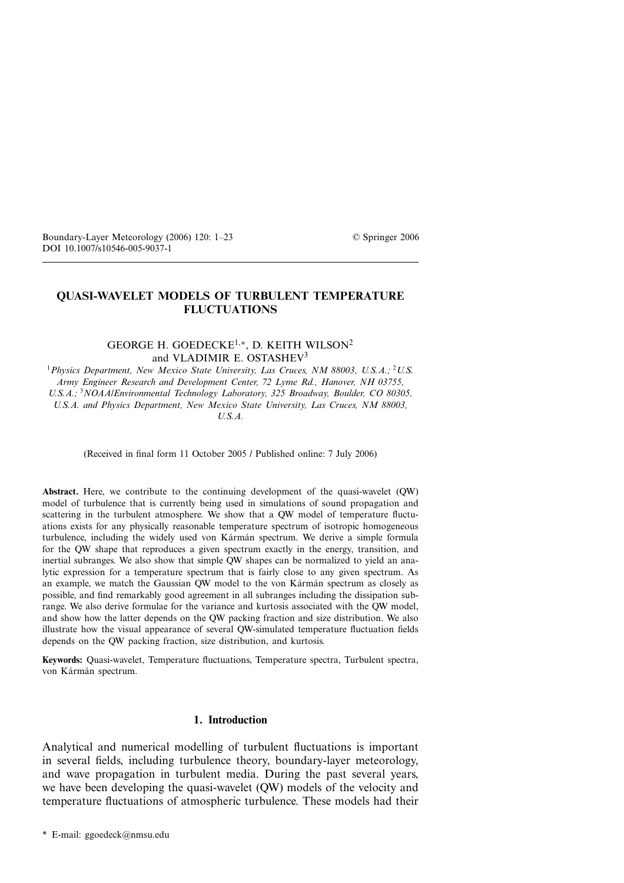# QUASI-WAVELET MODELS OF TURBULENT TEMPERATURE FLUCTUATIONS

GEORGE H. GOEDECKE[1,*], D. KEITH WILSON[2] and VLADIMIR E. OSTASHEV[3]

[1] *Physics Department, New Mexico State University, Las Cruces, NM 88003, U.S.A.;* [2] *U.S. Army Engineer Research and Development Center, 72 Lyme Rd., Hanover, NH 03755, U.S.A.;* [3] *NOAA/Environmental Technology Laboratory, 325 Broadway, Boulder, CO 80305, U.S.A. and Physics Department, New Mexico State University, Las Cruces, NM 88003, U.S.A.*

(Received in final form 11 October 2005 / Published online: 7 July 2006)

**Abstract.** Here, we contribute to the continuing development of the quasi-wavelet (QW) model of turbulence that is currently being used in simulations of sound propagation and scattering in the turbulent atmosphere. We show that a QW model of temperature fluctuations exists for any physically reasonable temperature spectrum of isotropic homogeneous turbulence, including the widely used von Kármán spectrum. We derive a simple formula for the QW shape that reproduces a given spectrum exactly in the energy, transition, and inertial subranges. We also show that simple QW shapes can be normalized to yield an analytic expression for a temperature spectrum that is fairly close to any given spectrum. As an example, we match the Gaussian QW model to the von Kármán spectrum as closely as possible, and find remarkably good agreement in all subranges including the dissipation subrange. We also derive formulae for the variance and kurtosis associated with the QW model, and show how the latter depends on the QW packing fraction and size distribution. We also illustrate how the visual appearance of several QW-simulated temperature fluctuation fields depends on the QW packing fraction, size distribution, and kurtosis.

**Keywords:** Quasi-wavelet, Temperature fluctuations, Temperature spectra, Turbulent spectra, von Kármán spectrum.

## 1. Introduction

Analytical and numerical modelling of turbulent fluctuations is important in several fields, including turbulence theory, boundary-layer meteorology, and wave propagation in turbulent media. During the past several years, we have been developing the quasi-wavelet (QW) models of the velocity and temperature fluctuations of atmospheric turbulence. These models had their

\* E-mail: ggoedeck@nmsu.edu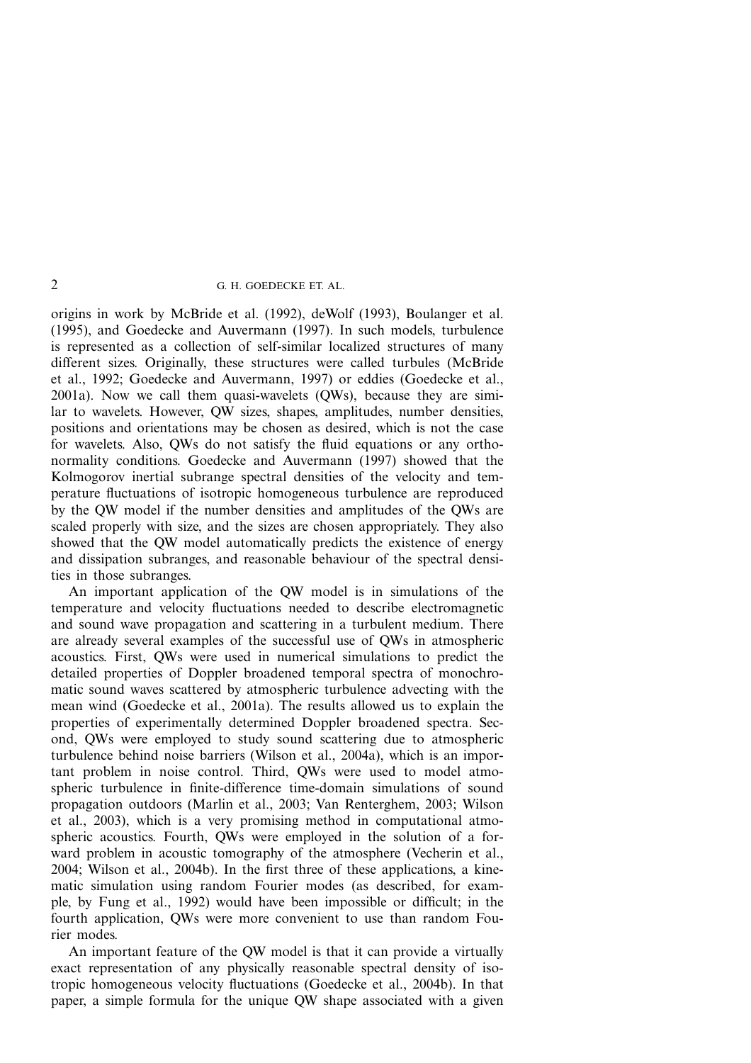origins in work by McBride et al. (1992), deWolf (1993), Boulanger et al. (1995), and Goedecke and Auvermann (1997). In such models, turbulence is represented as a collection of self-similar localized structures of many different sizes. Originally, these structures were called turbules (McBride et al., 1992; Goedecke and Auvermann, 1997) or eddies (Goedecke et al., 2001a). Now we call them quasi-wavelets (QWs), because they are similar to wavelets. However, QW sizes, shapes, amplitudes, number densities, positions and orientations may be chosen as desired, which is not the case for wavelets. Also, QWs do not satisfy the fluid equations or any orthonormality conditions. Goedecke and Auvermann (1997) showed that the Kolmogorov inertial subrange spectral densities of the velocity and temperature fluctuations of isotropic homogeneous turbulence are reproduced by the QW model if the number densities and amplitudes of the QWs are scaled properly with size, and the sizes are chosen appropriately. They also showed that the QW model automatically predicts the existence of energy and dissipation subranges, and reasonable behaviour of the spectral densities in those subranges.

An important application of the QW model is in simulations of the temperature and velocity fluctuations needed to describe electromagnetic and sound wave propagation and scattering in a turbulent medium. There are already several examples of the successful use of QWs in atmospheric acoustics. First, QWs were used in numerical simulations to predict the detailed properties of Doppler broadened temporal spectra of monochromatic sound waves scattered by atmospheric turbulence advecting with the mean wind (Goedecke et al., 2001a). The results allowed us to explain the properties of experimentally determined Doppler broadened spectra. Second, QWs were employed to study sound scattering due to atmospheric turbulence behind noise barriers (Wilson et al., 2004a), which is an important problem in noise control. Third, QWs were used to model atmospheric turbulence in finite-difference time-domain simulations of sound propagation outdoors (Marlin et al., 2003; Van Renterghem, 2003; Wilson et al., 2003), which is a very promising method in computational atmospheric acoustics. Fourth, QWs were employed in the solution of a forward problem in acoustic tomography of the atmosphere (Vecherin et al., 2004; Wilson et al., 2004b). In the first three of these applications, a kinematic simulation using random Fourier modes (as described, for example, by Fung et al., 1992) would have been impossible or difficult; in the fourth application, QWs were more convenient to use than random Fourier modes.

An important feature of the QW model is that it can provide a virtually exact representation of any physically reasonable spectral density of isotropic homogeneous velocity fluctuations (Goedecke et al., 2004b). In that paper, a simple formula for the unique QW shape associated with a given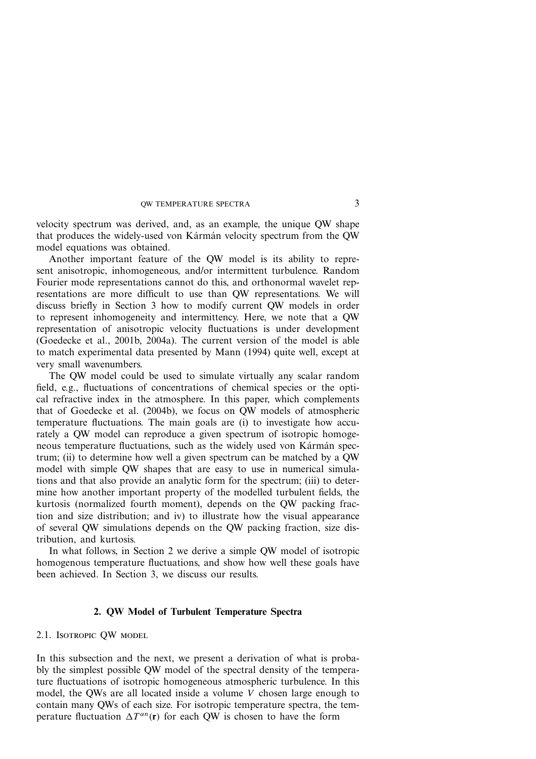velocity spectrum was derived, and, as an example, the unique QW shape that produces the widely-used von Kármán velocity spectrum from the QW model equations was obtained.

Another important feature of the QW model is its ability to represent anisotropic, inhomogeneous, and/or intermittent turbulence. Random Fourier mode representations cannot do this, and orthonormal wavelet representations are more difficult to use than QW representations. We will discuss briefly in Section 3 how to modify current QW models in order to represent inhomogeneity and intermittency. Here, we note that a QW representation of anisotropic velocity fluctuations is under development (Goedecke et al., 2001b, 2004a). The current version of the model is able to match experimental data presented by Mann (1994) quite well, except at very small wavenumbers.

The QW model could be used to simulate virtually any scalar random field, e.g., fluctuations of concentrations of chemical species or the optical refractive index in the atmosphere. In this paper, which complements that of Goedecke et al. (2004b), we focus on QW models of atmospheric temperature fluctuations. The main goals are (i) to investigate how accurately a QW model can reproduce a given spectrum of isotropic homogeneous temperature fluctuations, such as the widely used von Kármán spectrum; (ii) to determine how well a given spectrum can be matched by a QW model with simple QW shapes that are easy to use in numerical simulations and that also provide an analytic form for the spectrum; (iii) to determine how another important property of the modelled turbulent fields, the kurtosis (normalized fourth moment), depends on the QW packing fraction and size distribution; and iv) to illustrate how the visual appearance of several QW simulations depends on the QW packing fraction, size distribution, and kurtosis.

In what follows, in Section 2 we derive a simple QW model of isotropic homogenous temperature fluctuations, and show how well these goals have been achieved. In Section 3, we discuss our results.

## 2. QW Model of Turbulent Temperature Spectra

### 2.1. Isotropic QW model

In this subsection and the next, we present a derivation of what is probably the simplest possible QW model of the spectral density of the temperature fluctuations of isotropic homogeneous atmospheric turbulence. In this model, the QWs are all located inside a volume $V$ chosen large enough to contain many QWs of each size. For isotropic temperature spectra, the temperature fluctuation $\Delta T^{\alpha n}(\mathbf{r})$ for each QW is chosen to have the form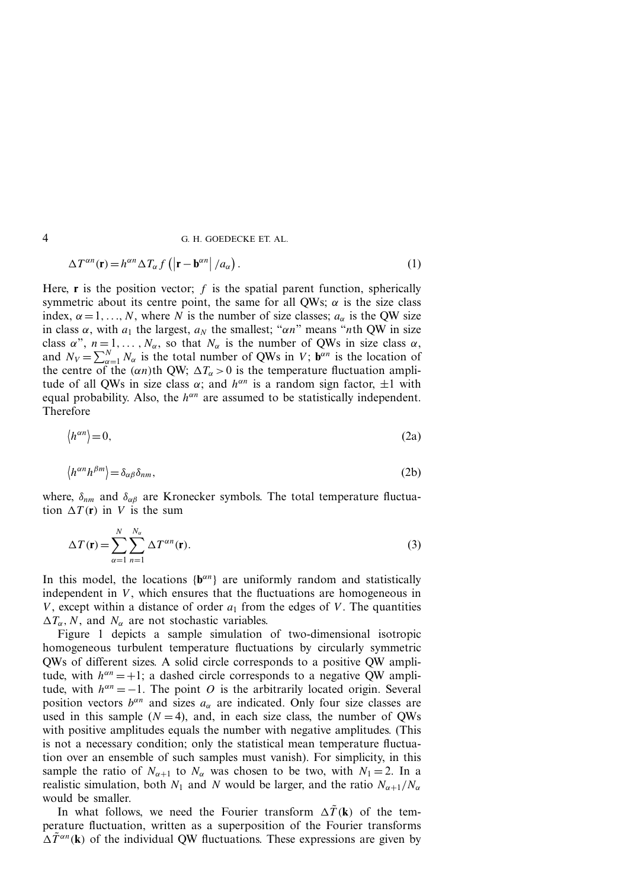$$\Delta T^{\alpha n}(\mathbf{r}) = h^{\alpha n} \Delta T_\alpha f\left(\left|\mathbf{r} - \mathbf{b}^{\alpha n}\right| / a_\alpha\right). \tag{1}$$

Here, $\mathbf{r}$ is the position vector; $f$ is the spatial parent function, spherically symmetric about its centre point, the same for all QWs; $\alpha$ is the size class index, $\alpha = 1, \ldots, N$, where $N$ is the number of size classes; $a_\alpha$ is the QW size in class $\alpha$, with $a_1$ the largest, $a_N$ the smallest; "$\alpha n$" means "$n$th QW in size class $\alpha$", $n = 1, \ldots, N_\alpha$, so that $N_\alpha$ is the number of QWs in size class $\alpha$, and $N_V = \sum_{\alpha=1}^{N} N_\alpha$ is the total number of QWs in $V$; $\mathbf{b}^{\alpha n}$ is the location of the centre of the $(\alpha n)$th QW; $\Delta T_\alpha > 0$ is the temperature fluctuation amplitude of all QWs in size class $\alpha$; and $h^{\alpha n}$ is a random sign factor, $\pm 1$ with equal probability. Also, the $h^{\alpha n}$ are assumed to be statistically independent. Therefore

$$\left\langle h^{\alpha n} \right\rangle = 0, \tag{2a}$$

$$\left\langle h^{\alpha n} h^{\beta m} \right\rangle = \delta_{\alpha\beta} \delta_{nm}, \tag{2b}$$

where, $\delta_{nm}$ and $\delta_{\alpha\beta}$ are Kronecker symbols. The total temperature fluctuation $\Delta T(\mathbf{r})$ in $V$ is the sum

$$\Delta T(\mathbf{r}) = \sum_{\alpha=1}^{N} \sum_{n=1}^{N_\alpha} \Delta T^{\alpha n}(\mathbf{r}). \tag{3}$$

In this model, the locations $\{\mathbf{b}^{\alpha n}\}$ are uniformly random and statistically independent in $V$, which ensures that the fluctuations are homogeneous in $V$, except within a distance of order $a_1$ from the edges of $V$. The quantities $\Delta T_\alpha$, $N$, and $N_\alpha$ are not stochastic variables.

Figure 1 depicts a sample simulation of two-dimensional isotropic homogeneous turbulent temperature fluctuations by circularly symmetric QWs of different sizes. A solid circle corresponds to a positive QW amplitude, with $h^{\alpha n} = +1$; a dashed circle corresponds to a negative QW amplitude, with $h^{\alpha n} = -1$. The point $O$ is the arbitrarily located origin. Several position vectors $b^{\alpha n}$ and sizes $a_\alpha$ are indicated. Only four size classes are used in this sample ($N = 4$), and, in each size class, the number of QWs with positive amplitudes equals the number with negative amplitudes. (This is not a necessary condition; only the statistical mean temperature fluctuation over an ensemble of such samples must vanish). For simplicity, in this sample the ratio of $N_{\alpha+1}$ to $N_\alpha$ was chosen to be two, with $N_1 = 2$. In a realistic simulation, both $N_1$ and $N$ would be larger, and the ratio $N_{\alpha+1}/N_\alpha$ would be smaller.

In what follows, we need the Fourier transform $\Delta\tilde{T}(\mathbf{k})$ of the temperature fluctuation, written as a superposition of the Fourier transforms $\Delta\tilde{T}^{\alpha n}(\mathbf{k})$ of the individual QW fluctuations. These expressions are given by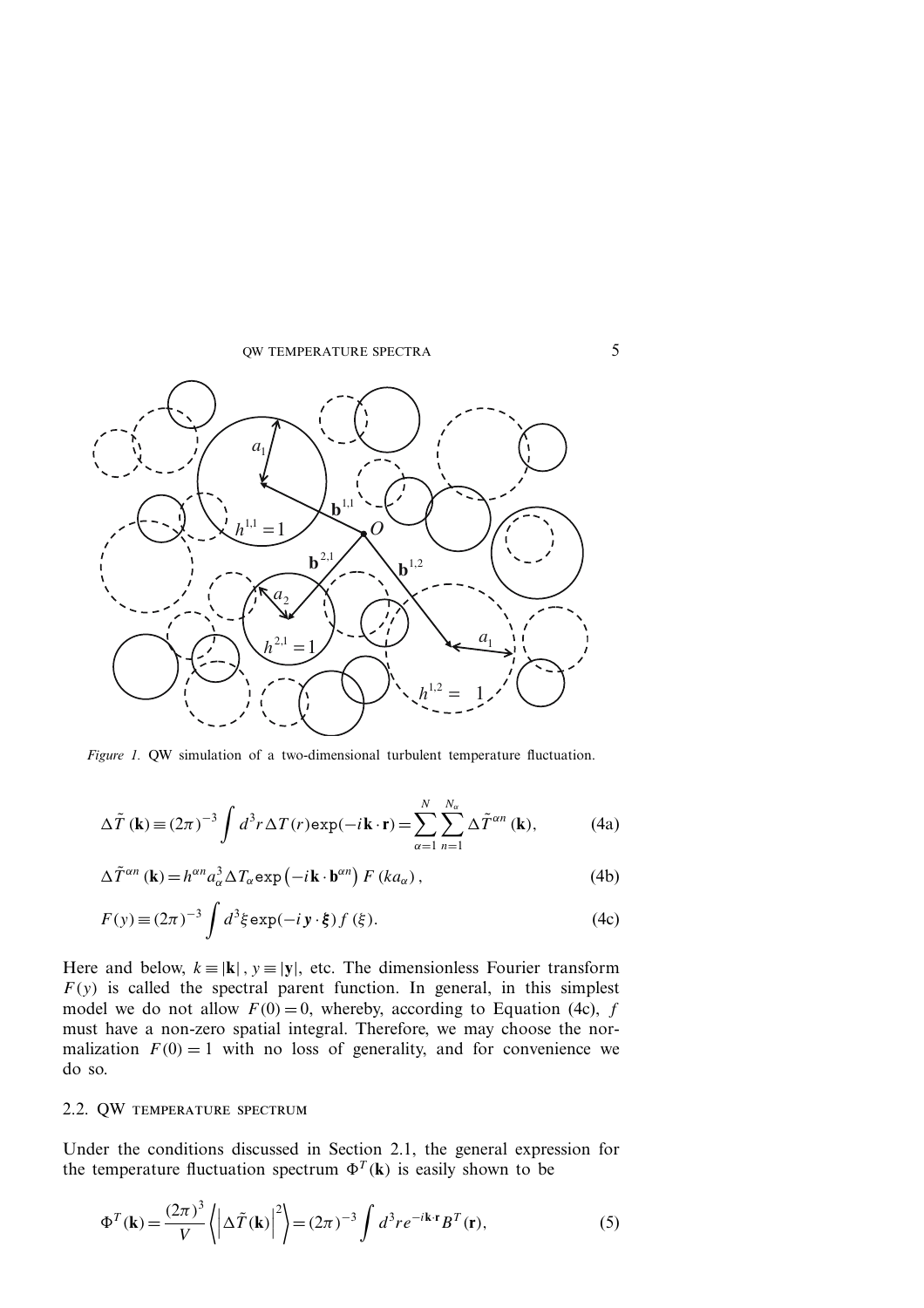*Figure 1.* QW simulation of a two-dimensional turbulent temperature fluctuation.

$$\Delta\tilde{T}(\mathbf{k}) \equiv (2\pi)^{-3}\int d^3r\,\Delta T(r)\exp(-i\mathbf{k}\cdot\mathbf{r}) = \sum_{\alpha=1}^{N}\sum_{n=1}^{N_\alpha}\Delta\tilde{T}^{\alpha n}(\mathbf{k}), \tag{4a}$$

$$\Delta\tilde{T}^{\alpha n}(\mathbf{k}) = h^{\alpha n}a_\alpha^3\Delta T_\alpha \exp\left(-i\mathbf{k}\cdot\mathbf{b}^{\alpha n}\right)F(ka_\alpha), \tag{4b}$$

$$F(y) \equiv (2\pi)^{-3}\int d^3\xi\exp(-i\,\mathbf{y}\cdot\boldsymbol{\xi})\,f(\xi). \tag{4c}$$

Here and below, $k \equiv |\mathbf{k}|$, $y \equiv |\mathbf{y}|$, etc. The dimensionless Fourier transform $F(y)$ is called the spectral parent function. In general, in this simplest model we do not allow $F(0) = 0$, whereby, according to Equation (4c), $f$ must have a non-zero spatial integral. Therefore, we may choose the normalization $F(0) = 1$ with no loss of generality, and for convenience we do so.

## 2.2. QW temperature spectrum

Under the conditions discussed in Section 2.1, the general expression for the temperature fluctuation spectrum $\Phi^T(\mathbf{k})$ is easily shown to be

$$\Phi^T(\mathbf{k}) = \frac{(2\pi)^3}{V}\left\langle\left|\Delta\tilde{T}(\mathbf{k})\right|^2\right\rangle = (2\pi)^{-3}\int d^3r e^{-i\mathbf{k}\cdot\mathbf{r}}B^T(\mathbf{r}), \tag{5}$$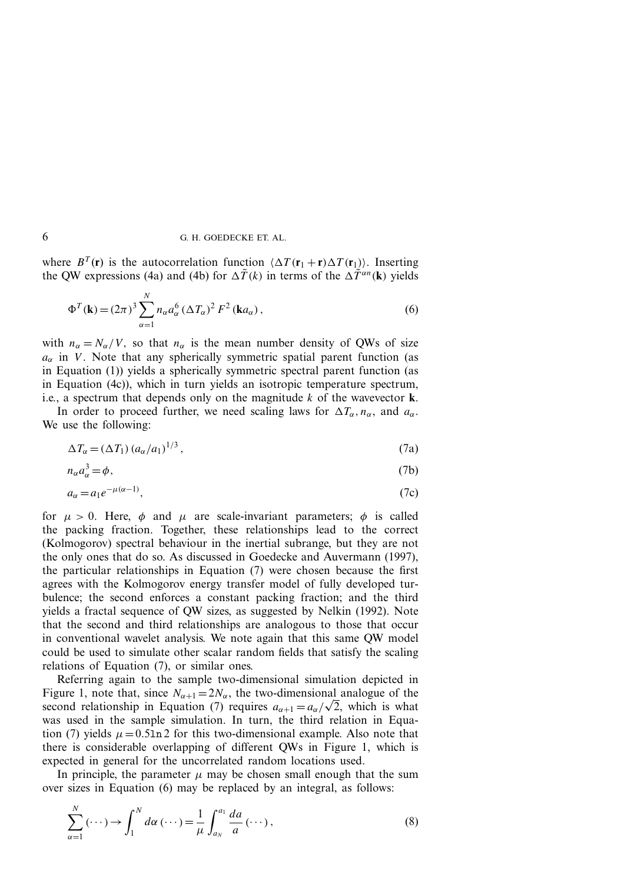where $B^T(\mathbf{r})$ is the autocorrelation function $\langle \Delta T(\mathbf{r}_1 + \mathbf{r}) \Delta T(\mathbf{r}_1) \rangle$. Inserting the QW expressions (4a) and (4b) for $\Delta \tilde{T}(k)$ in terms of the $\Delta \tilde{T}^{\alpha n}(\mathbf{k})$ yields

$$\Phi^T(\mathbf{k}) = (2\pi)^3 \sum_{\alpha=1}^{N} n_\alpha a_\alpha^6 \, (\Delta T_\alpha)^2 \, F^2 \, (\mathbf{k} a_\alpha) \,, \tag{6}$$

with $n_\alpha = N_\alpha / V$, so that $n_\alpha$ is the mean number density of QWs of size $a_\alpha$ in $V$. Note that any spherically symmetric spatial parent function (as in Equation (1)) yields a spherically symmetric spectral parent function (as in Equation (4c)), which in turn yields an isotropic temperature spectrum, i.e., a spectrum that depends only on the magnitude $k$ of the wavevector $\mathbf{k}$.

In order to proceed further, we need scaling laws for $\Delta T_\alpha, n_\alpha$, and $a_\alpha$. We use the following:

$$\Delta T_\alpha = (\Delta T_1) \, (a_\alpha / a_1)^{1/3} \,, \tag{7a}$$

$$n_\alpha a_\alpha^3 = \phi, \tag{7b}$$

$$a_\alpha = a_1 e^{-\mu(\alpha - 1)}, \tag{7c}$$

for $\mu > 0$. Here, $\phi$ and $\mu$ are scale-invariant parameters; $\phi$ is called the packing fraction. Together, these relationships lead to the correct (Kolmogorov) spectral behaviour in the inertial subrange, but they are not the only ones that do so. As discussed in Goedecke and Auvermann (1997), the particular relationships in Equation (7) were chosen because the first agrees with the Kolmogorov energy transfer model of fully developed turbulence; the second enforces a constant packing fraction; and the third yields a fractal sequence of QW sizes, as suggested by Nelkin (1992). Note that the second and third relationships are analogous to those that occur in conventional wavelet analysis. We note again that this same QW model could be used to simulate other scalar random fields that satisfy the scaling relations of Equation (7), or similar ones.

Referring again to the sample two-dimensional simulation depicted in Figure 1, note that, since $N_{\alpha+1} = 2N_\alpha$, the two-dimensional analogue of the second relationship in Equation (7) requires $a_{\alpha+1} = a_\alpha / \sqrt{2}$, which is what was used in the sample simulation. In turn, the third relation in Equation (7) yields $\mu = 0.5 \ln 2$ for this two-dimensional example. Also note that there is considerable overlapping of different QWs in Figure 1, which is expected in general for the uncorrelated random locations used.

In principle, the parameter $\mu$ may be chosen small enough that the sum over sizes in Equation (6) may be replaced by an integral, as follows:

$$\sum_{\alpha=1}^{N} (\cdots) \to \int_1^N d\alpha \, (\cdots) = \frac{1}{\mu} \int_{a_N}^{a_1} \frac{da}{a} \, (\cdots) \,, \tag{8}$$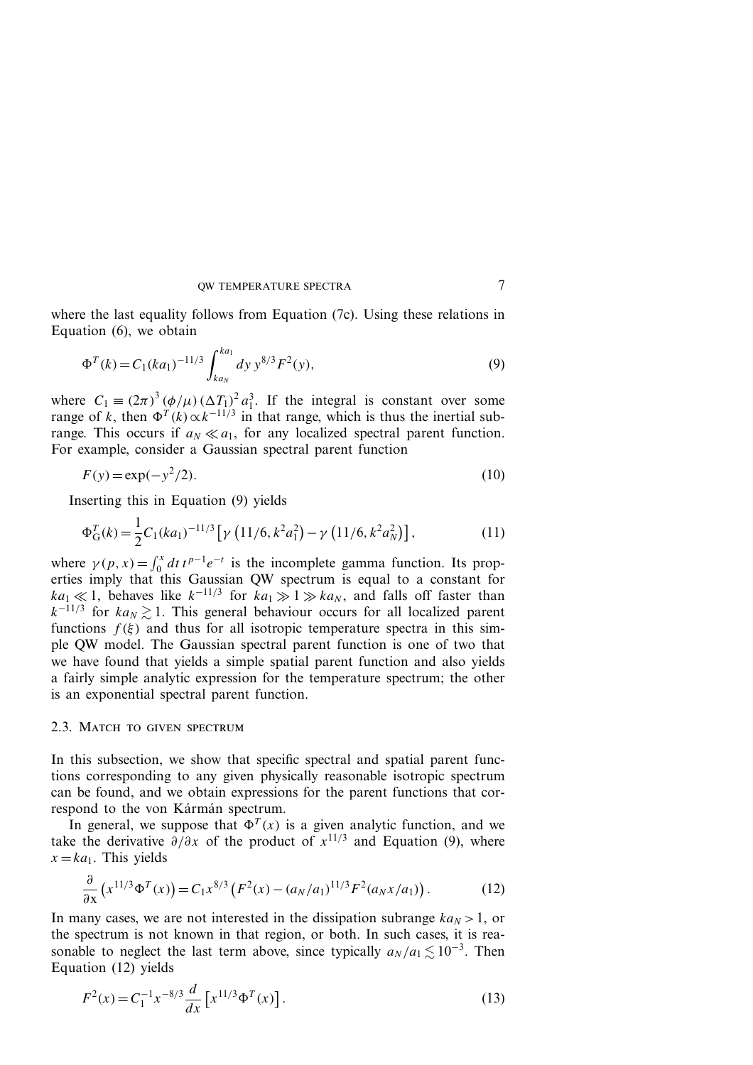where the last equality follows from Equation (7c). Using these relations in Equation (6), we obtain

$$\Phi^T(k) = C_1 (ka_1)^{-11/3} \int_{ka_N}^{ka_1} dy\, y^{8/3} F^2(y), \tag{9}$$

where $C_1 \equiv (2\pi)^3 (\phi/\mu) (\Delta T_1)^2 a_1^3$. If the integral is constant over some range of $k$, then $\Phi^T(k) \propto k^{-11/3}$ in that range, which is thus the inertial subrange. This occurs if $a_N \ll a_1$, for any localized spectral parent function. For example, consider a Gaussian spectral parent function

$$F(y) = \exp(-y^2/2). \tag{10}$$

Inserting this in Equation (9) yields

$$\Phi_G^T(k) = \frac{1}{2} C_1 (ka_1)^{-11/3} \left[ \gamma\left(11/6, k^2 a_1^2\right) - \gamma\left(11/6, k^2 a_N^2\right) \right], \tag{11}$$

where $\gamma(p, x) = \int_0^x dt\, t^{p-1} e^{-t}$ is the incomplete gamma function. Its properties imply that this Gaussian QW spectrum is equal to a constant for $ka_1 \ll 1$, behaves like $k^{-11/3}$ for $ka_1 \gg 1 \gg ka_N$, and falls off faster than $k^{-11/3}$ for $ka_N \gtrsim 1$. This general behaviour occurs for all localized parent functions $f(\xi)$ and thus for all isotropic temperature spectra in this simple QW model. The Gaussian spectral parent function is one of two that we have found that yields a simple spatial parent function and also yields a fairly simple analytic expression for the temperature spectrum; the other is an exponential spectral parent function.

### 2.3. Match to given spectrum

In this subsection, we show that specific spectral and spatial parent functions corresponding to any given physically reasonable isotropic spectrum can be found, and we obtain expressions for the parent functions that correspond to the von Kármán spectrum.

In general, we suppose that $\Phi^T(x)$ is a given analytic function, and we take the derivative $\partial/\partial x$ of the product of $x^{11/3}$ and Equation (9), where $x = ka_1$. This yields

$$\frac{\partial}{\partial \mathrm{x}} \left( x^{11/3} \Phi^T(x) \right) = C_1 x^{8/3} \left( F^2(x) - (a_N/a_1)^{11/3} F^2(a_N x/a_1) \right). \tag{12}$$

In many cases, we are not interested in the dissipation subrange $ka_N > 1$, or the spectrum is not known in that region, or both. In such cases, it is reasonable to neglect the last term above, since typically $a_N/a_1 \lesssim 10^{-3}$. Then Equation (12) yields

$$F^2(x) = C_1^{-1} x^{-8/3} \frac{d}{dx} \left[ x^{11/3} \Phi^T(x) \right]. \tag{13}$$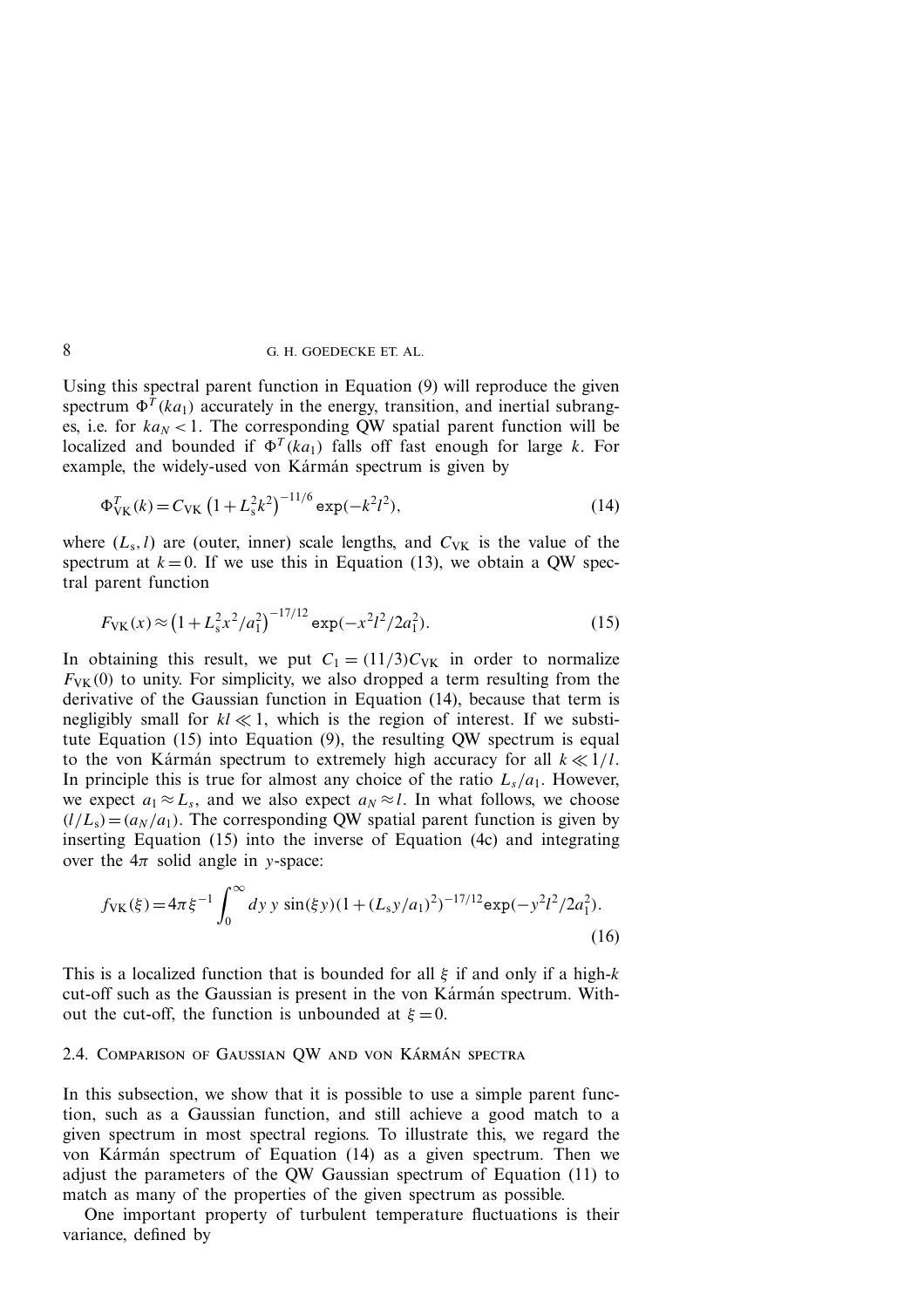Using this spectral parent function in Equation (9) will reproduce the given spectrum $\Phi^T(ka_1)$ accurately in the energy, transition, and inertial subranges, i.e. for $ka_N < 1$. The corresponding QW spatial parent function will be localized and bounded if $\Phi^T(ka_1)$ falls off fast enough for large $k$. For example, the widely-used von Kármán spectrum is given by

$$\Phi^T_{\mathrm{VK}}(k) = C_{\mathrm{VK}} \left(1 + L_s^2 k^2\right)^{-11/6} \exp(-k^2 l^2), \tag{14}$$

where $(L_s, l)$ are (outer, inner) scale lengths, and $C_{\mathrm{VK}}$ is the value of the spectrum at $k = 0$. If we use this in Equation (13), we obtain a QW spectral parent function

$$F_{\mathrm{VK}}(x) \approx \left(1 + L_s^2 x^2/a_1^2\right)^{-17/12} \exp(-x^2 l^2/2a_1^2). \tag{15}$$

In obtaining this result, we put $C_1 = (11/3)C_{\mathrm{VK}}$ in order to normalize $F_{\mathrm{VK}}(0)$ to unity. For simplicity, we also dropped a term resulting from the derivative of the Gaussian function in Equation (14), because that term is negligibly small for $kl \ll 1$, which is the region of interest. If we substitute Equation (15) into Equation (9), the resulting QW spectrum is equal to the von Kármán spectrum to extremely high accuracy for all $k \ll 1/l$. In principle this is true for almost any choice of the ratio $L_s/a_1$. However, we expect $a_1 \approx L_s$, and we also expect $a_N \approx l$. In what follows, we choose $(l/L_s) = (a_N/a_1)$. The corresponding QW spatial parent function is given by inserting Equation (15) into the inverse of Equation (4c) and integrating over the $4\pi$ solid angle in $y$-space:

$$f_{\mathrm{VK}}(\xi) = 4\pi \xi^{-1} \int_0^\infty dy\, y\, \sin(\xi y)(1 + (L_s y/a_1)^2)^{-17/12} \exp(-y^2 l^2/2a_1^2). \tag{16}$$

This is a localized function that is bounded for all $\xi$ if and only if a high-$k$ cut-off such as the Gaussian is present in the von Kármán spectrum. Without the cut-off, the function is unbounded at $\xi = 0$.

### 2.4. Comparison of Gaussian QW and von Kármán spectra

In this subsection, we show that it is possible to use a simple parent function, such as a Gaussian function, and still achieve a good match to a given spectrum in most spectral regions. To illustrate this, we regard the von Kármán spectrum of Equation (14) as a given spectrum. Then we adjust the parameters of the QW Gaussian spectrum of Equation (11) to match as many of the properties of the given spectrum as possible.

One important property of turbulent temperature fluctuations is their variance, defined by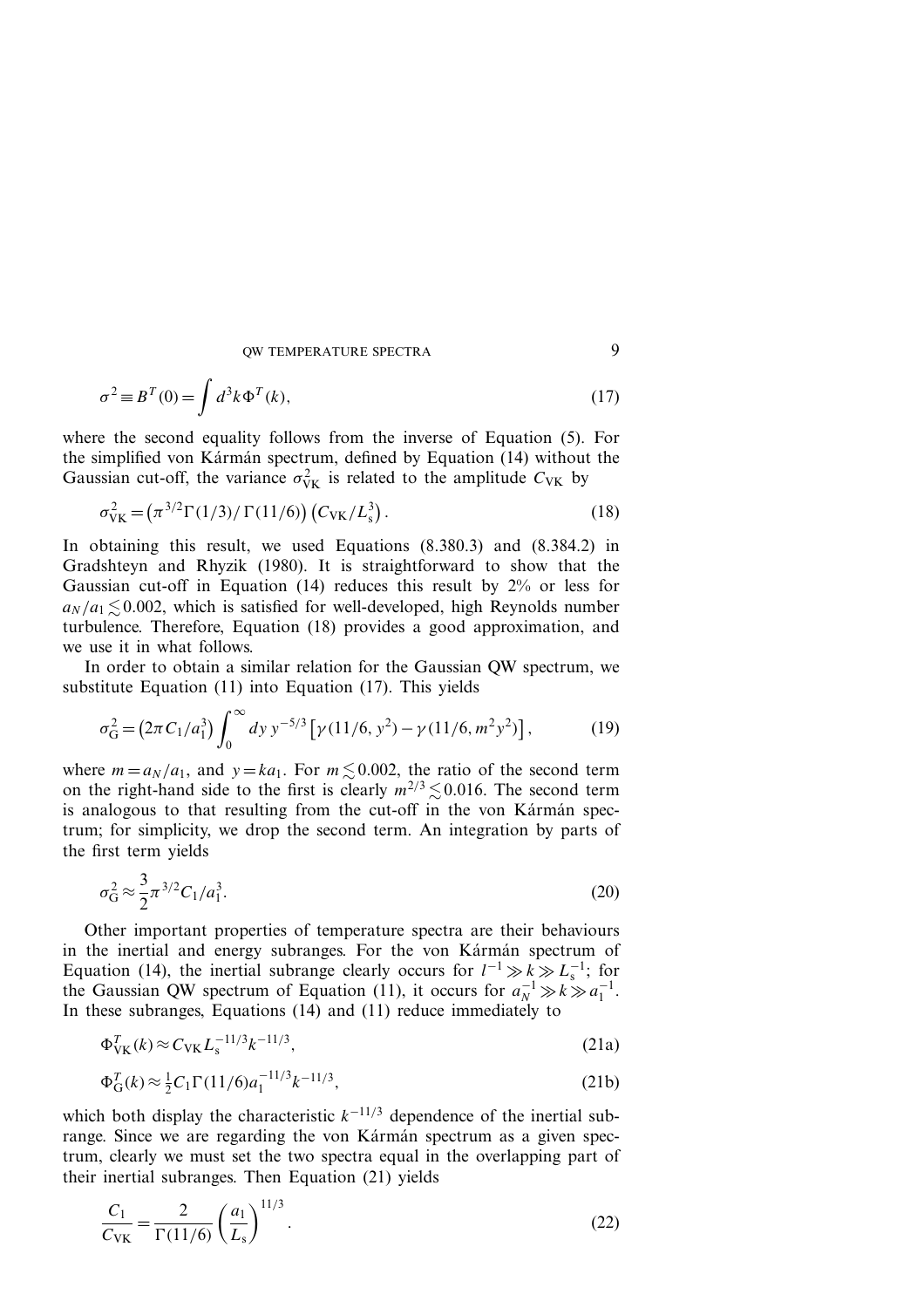$$\sigma^2 \equiv B^T(0) = \int d^3k\, \Phi^T(k), \tag{17}$$

where the second equality follows from the inverse of Equation (5). For the simplified von Kármán spectrum, defined by Equation (14) without the Gaussian cut-off, the variance $\sigma^2_{\mathrm{VK}}$ is related to the amplitude $C_{\mathrm{VK}}$ by

$$\sigma^2_{\mathrm{VK}} = \left(\pi^{3/2}\Gamma(1/3)/\,\Gamma(11/6)\right)\left(C_{\mathrm{VK}}/L_{\mathrm{s}}^3\right). \tag{18}$$

In obtaining this result, we used Equations (8.380.3) and (8.384.2) in Gradshteyn and Rhyzik (1980). It is straightforward to show that the Gaussian cut-off in Equation (14) reduces this result by 2% or less for $a_N/a_1 \lesssim 0.002$, which is satisfied for well-developed, high Reynolds number turbulence. Therefore, Equation (18) provides a good approximation, and we use it in what follows.

In order to obtain a similar relation for the Gaussian QW spectrum, we substitute Equation (11) into Equation (17). This yields

$$\sigma^2_{\mathrm{G}} = \left(2\pi C_1/a_1^3\right)\int_0^\infty dy\, y^{-5/3}\left[\gamma(11/6, y^2) - \gamma(11/6, m^2y^2)\right], \tag{19}$$

where $m = a_N/a_1$, and $y = ka_1$. For $m \lesssim 0.002$, the ratio of the second term on the right-hand side to the first is clearly $m^{2/3} \lesssim 0.016$. The second term is analogous to that resulting from the cut-off in the von Kármán spectrum; for simplicity, we drop the second term. An integration by parts of the first term yields

$$\sigma^2_{\mathrm{G}} \approx \frac{3}{2}\pi^{3/2}C_1/a_1^3. \tag{20}$$

Other important properties of temperature spectra are their behaviours in the inertial and energy subranges. For the von Kármán spectrum of Equation (14), the inertial subrange clearly occurs for $l^{-1} \gg k \gg L_{\mathrm{s}}^{-1}$; for the Gaussian QW spectrum of Equation (11), it occurs for $a_N^{-1} \gg k \gg a_1^{-1}$. In these subranges, Equations (14) and (11) reduce immediately to

$$\Phi^T_{\mathrm{VK}}(k) \approx C_{\mathrm{VK}}L_{\mathrm{s}}^{-11/3}k^{-11/3}, \tag{21a}$$

$$\Phi^T_{\mathrm{G}}(k) \approx \tfrac{1}{2}C_1\Gamma(11/6)a_1^{-11/3}k^{-11/3}, \tag{21b}$$

which both display the characteristic $k^{-11/3}$ dependence of the inertial subrange. Since we are regarding the von Kármán spectrum as a given spectrum, clearly we must set the two spectra equal in the overlapping part of their inertial subranges. Then Equation (21) yields

$$\frac{C_1}{C_{\mathrm{VK}}} = \frac{2}{\Gamma(11/6)}\left(\frac{a_1}{L_{\mathrm{s}}}\right)^{11/3}. \tag{22}$$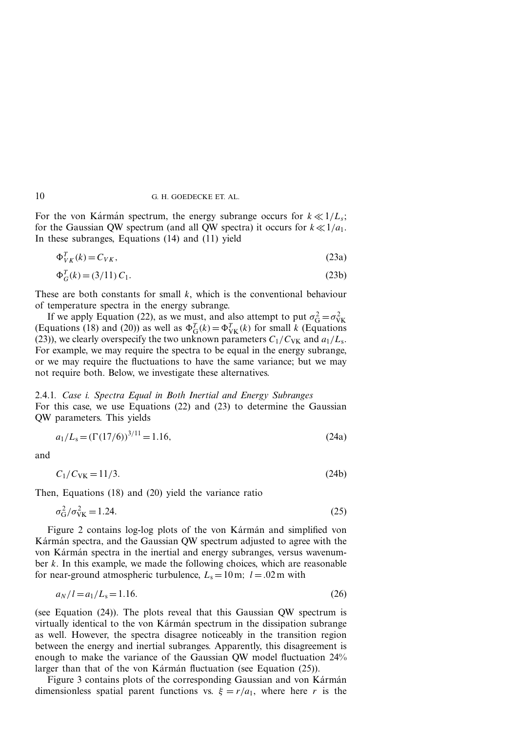For the von Kármán spectrum, the energy subrange occurs for $k \ll 1/L_s$; for the Gaussian QW spectrum (and all QW spectra) it occurs for $k \ll 1/a_1$. In these subranges, Equations (14) and (11) yield

$$\Phi^T_{VK}(k) = C_{VK}, \tag{23a}$$

$$\Phi^T_G(k) = (3/11)\, C_1. \tag{23b}$$

These are both constants for small $k$, which is the conventional behaviour of temperature spectra in the energy subrange.

If we apply Equation (22), as we must, and also attempt to put $\sigma^2_{\mathrm{G}} = \sigma^2_{\mathrm{VK}}$ (Equations (18) and (20)) as well as $\Phi^T_{\mathrm{G}}(k) = \Phi^T_{\mathrm{VK}}(k)$ for small $k$ (Equations (23)), we clearly overspecify the two unknown parameters $C_1/C_{\mathrm{VK}}$ and $a_1/L_{\mathrm{s}}$. For example, we may require the spectra to be equal in the energy subrange, or we may require the fluctuations to have the same variance; but we may not require both. Below, we investigate these alternatives.

#### 2.4.1. *Case i. Spectra Equal in Both Inertial and Energy Subranges*

For this case, we use Equations (22) and (23) to determine the Gaussian QW parameters. This yields

$$a_1/L_{\mathrm{s}} = (\Gamma(17/6))^{3/11} = 1.16, \tag{24a}$$

and

$$C_1/C_{\mathrm{VK}} = 11/3. \tag{24b}$$

Then, Equations (18) and (20) yield the variance ratio

$$\sigma^2_{\mathrm{G}}/\sigma^2_{\mathrm{VK}} = 1.24. \tag{25}$$

Figure 2 contains log-log plots of the von Kármán and simplified von Kármán spectra, and the Gaussian QW spectrum adjusted to agree with the von Kármán spectra in the inertial and energy subranges, versus wavenumber $k$. In this example, we made the following choices, which are reasonable for near-ground atmospheric turbulence, $L_{\mathrm{s}} = 10\,\mathrm{m}$; $l = .02\,\mathrm{m}$ with

$$a_N/l = a_1/L_{\mathrm{s}} = 1.16. \tag{26}$$

(see Equation (24)). The plots reveal that this Gaussian QW spectrum is virtually identical to the von Kármán spectrum in the dissipation subrange as well. However, the spectra disagree noticeably in the transition region between the energy and inertial subranges. Apparently, this disagreement is enough to make the variance of the Gaussian QW model fluctuation 24% larger than that of the von Kármán fluctuation (see Equation (25)).

Figure 3 contains plots of the corresponding Gaussian and von Kármán dimensionless spatial parent functions vs. $\xi = r/a_1$, where here $r$ is the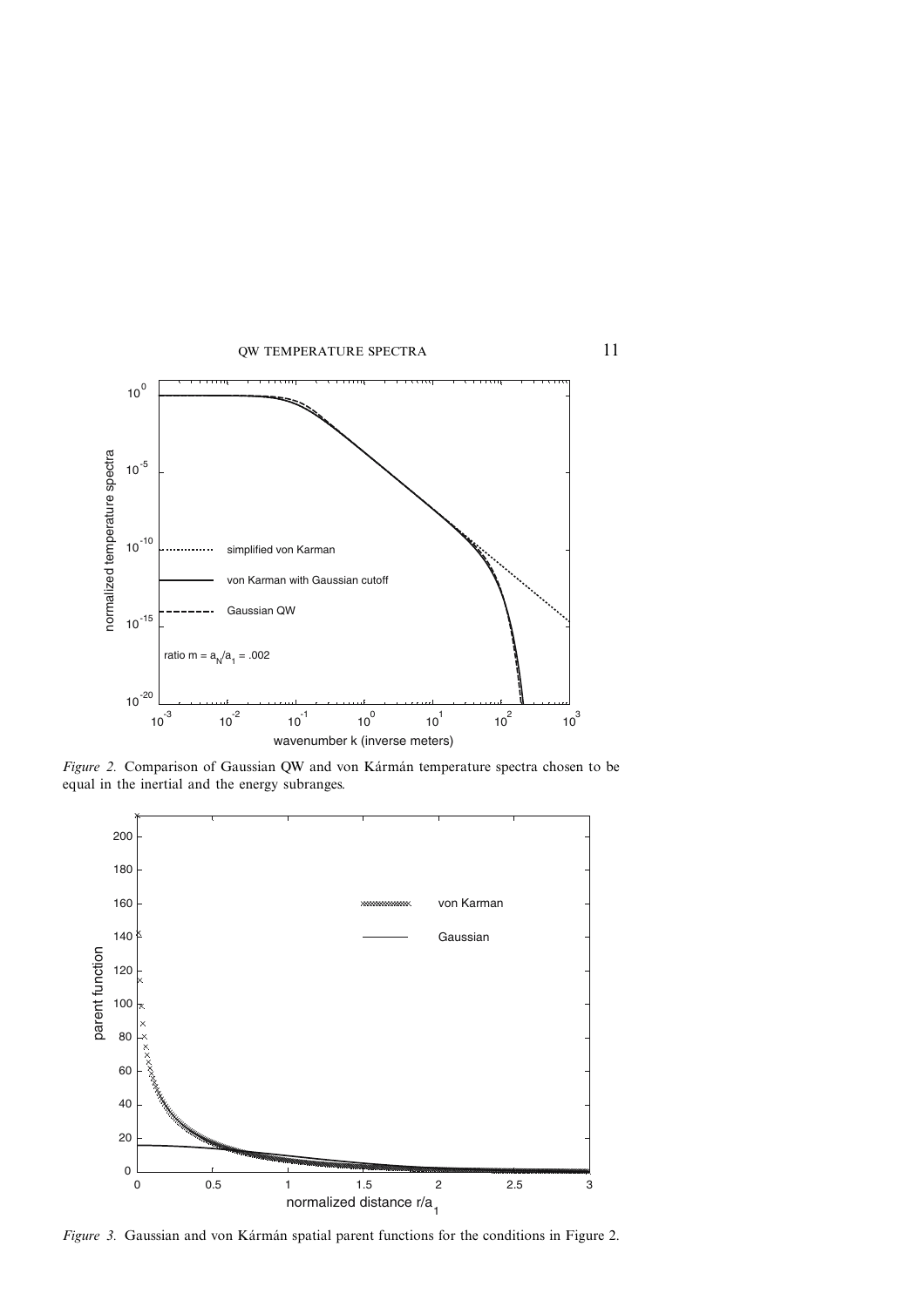*Figure 2.* Comparison of Gaussian QW and von Kármán temperature spectra chosen to be equal in the inertial and the energy subranges.

*Figure 3.* Gaussian and von Kármán spatial parent functions for the conditions in Figure 2.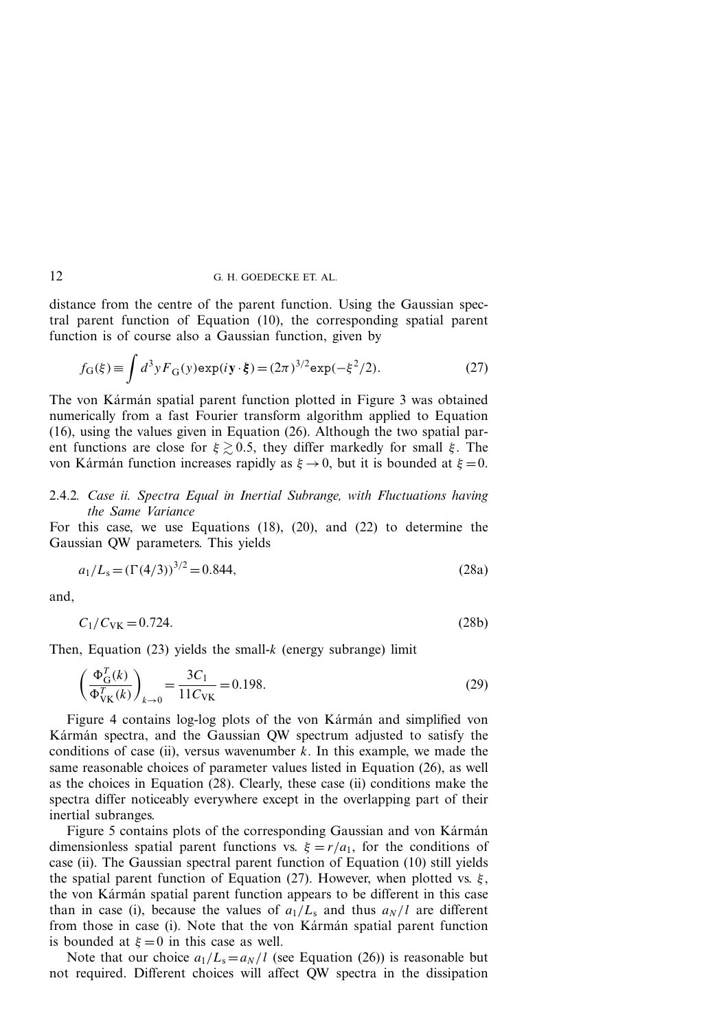distance from the centre of the parent function. Using the Gaussian spectral parent function of Equation (10), the corresponding spatial parent function is of course also a Gaussian function, given by

$$f_{\mathrm{G}}(\xi) \equiv \int d^3y F_{\mathrm{G}}(y)\exp(i\mathbf{y}\cdot\boldsymbol{\xi}) = (2\pi)^{3/2}\exp(-\xi^2/2). \tag{27}$$

The von Kármán spatial parent function plotted in Figure 3 was obtained numerically from a fast Fourier transform algorithm applied to Equation (16), using the values given in Equation (26). Although the two spatial parent functions are close for $\xi \gtrsim 0.5$, they differ markedly for small $\xi$. The von Kármán function increases rapidly as $\xi \to 0$, but it is bounded at $\xi = 0$.

#### 2.4.2. *Case ii. Spectra Equal in Inertial Subrange, with Fluctuations having the Same Variance*

For this case, we use Equations (18), (20), and (22) to determine the Gaussian QW parameters. This yields

$$a_1/L_{\mathrm{s}} = (\Gamma(4/3))^{3/2} = 0.844, \tag{28a}$$

and,

$$C_1/C_{\mathrm{VK}} = 0.724. \tag{28b}$$

Then, Equation (23) yields the small-$k$ (energy subrange) limit

$$\left(\frac{\Phi_{\mathrm{G}}^T(k)}{\Phi_{\mathrm{VK}}^T(k)}\right)_{k\to 0} = \frac{3C_1}{11C_{\mathrm{VK}}} = 0.198. \tag{29}$$

Figure 4 contains log-log plots of the von Kármán and simplified von Kármán spectra, and the Gaussian QW spectrum adjusted to satisfy the conditions of case (ii), versus wavenumber $k$. In this example, we made the same reasonable choices of parameter values listed in Equation (26), as well as the choices in Equation (28). Clearly, these case (ii) conditions make the spectra differ noticeably everywhere except in the overlapping part of their inertial subranges.

Figure 5 contains plots of the corresponding Gaussian and von Kármán dimensionless spatial parent functions vs. $\xi = r/a_1$, for the conditions of case (ii). The Gaussian spectral parent function of Equation (10) still yields the spatial parent function of Equation (27). However, when plotted vs. $\xi$, the von Kármán spatial parent function appears to be different in this case than in case (i), because the values of $a_1/L_{\mathrm{s}}$ and thus $a_N/l$ are different from those in case (i). Note that the von Kármán spatial parent function is bounded at $\xi = 0$ in this case as well.

Note that our choice $a_1/L_{\mathrm{s}} = a_N/l$ (see Equation (26)) is reasonable but not required. Different choices will affect QW spectra in the dissipation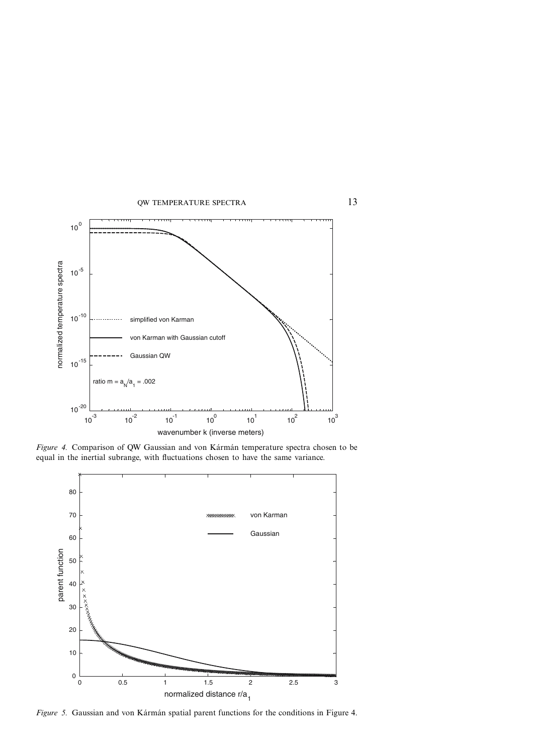*Figure 4.* Comparison of QW Gaussian and von Kármán temperature spectra chosen to be equal in the inertial subrange, with fluctuations chosen to have the same variance.

*Figure 5.* Gaussian and von Kármán spatial parent functions for the conditions in Figure 4.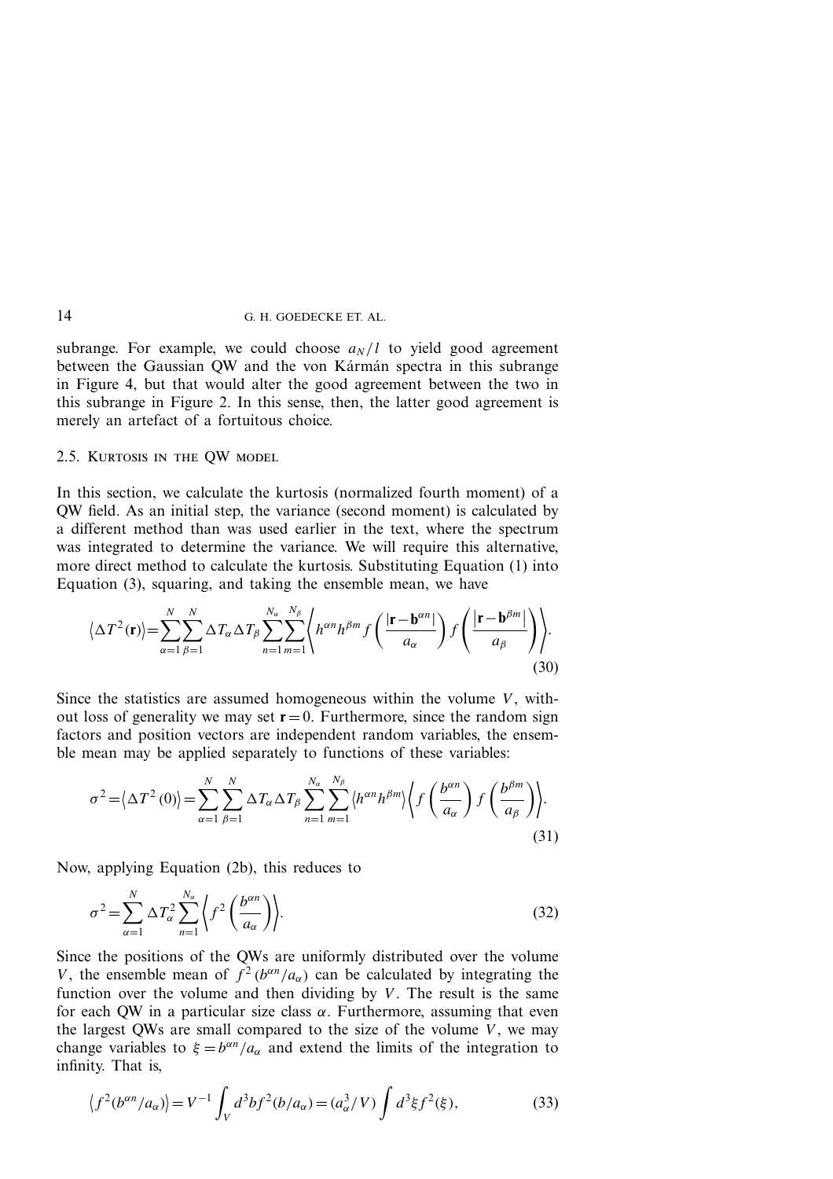subrange. For example, we could choose $a_N/l$ to yield good agreement between the Gaussian QW and the von Kármán spectra in this subrange in Figure 4, but that would alter the good agreement between the two in this subrange in Figure 2. In this sense, then, the latter good agreement is merely an artefact of a fortuitous choice.

### 2.5. Kurtosis in the QW model

In this section, we calculate the kurtosis (normalized fourth moment) of a QW field. As an initial step, the variance (second moment) is calculated by a different method than was used earlier in the text, where the spectrum was integrated to determine the variance. We will require this alternative, more direct method to calculate the kurtosis. Substituting Equation (1) into Equation (3), squaring, and taking the ensemble mean, we have

$$\left\langle \Delta T^2(\mathbf{r})\right\rangle = \sum_{\alpha=1}^{N}\sum_{\beta=1}^{N} \Delta T_\alpha \Delta T_\beta \sum_{n=1}^{N_\alpha}\sum_{m=1}^{N_\beta} \left\langle h^{\alpha n} h^{\beta m} f\left(\frac{|\mathbf{r}-\mathbf{b}^{\alpha n}|}{a_\alpha}\right) f\left(\frac{|\mathbf{r}-\mathbf{b}^{\beta m}|}{a_\beta}\right)\right\rangle. \tag{30}$$

Since the statistics are assumed homogeneous within the volume $V$, without loss of generality we may set $\mathbf{r}=0$. Furthermore, since the random sign factors and position vectors are independent random variables, the ensemble mean may be applied separately to functions of these variables:

$$\sigma^2 = \left\langle \Delta T^2(0)\right\rangle = \sum_{\alpha=1}^{N}\sum_{\beta=1}^{N} \Delta T_\alpha \Delta T_\beta \sum_{n=1}^{N_\alpha}\sum_{m=1}^{N_\beta} \left\langle h^{\alpha n} h^{\beta m}\right\rangle \left\langle f\left(\frac{b^{\alpha n}}{a_\alpha}\right) f\left(\frac{b^{\beta m}}{a_\beta}\right)\right\rangle. \tag{31}$$

Now, applying Equation (2b), this reduces to

$$\sigma^2 = \sum_{\alpha=1}^{N} \Delta T_\alpha^2 \sum_{n=1}^{N_\alpha} \left\langle f^2\left(\frac{b^{\alpha n}}{a_\alpha}\right)\right\rangle. \tag{32}$$

Since the positions of the QWs are uniformly distributed over the volume $V$, the ensemble mean of $f^2(b^{\alpha n}/a_\alpha)$ can be calculated by integrating the function over the volume and then dividing by $V$. The result is the same for each QW in a particular size class $\alpha$. Furthermore, assuming that even the largest QWs are small compared to the size of the volume $V$, we may change variables to $\xi = b^{\alpha n}/a_\alpha$ and extend the limits of the integration to infinity. That is,

$$\left\langle f^2(b^{\alpha n}/a_\alpha)\right\rangle = V^{-1}\int_V d^3 b f^2(b/a_\alpha) = (a_\alpha^3/V)\int d^3\xi f^2(\xi), \tag{33}$$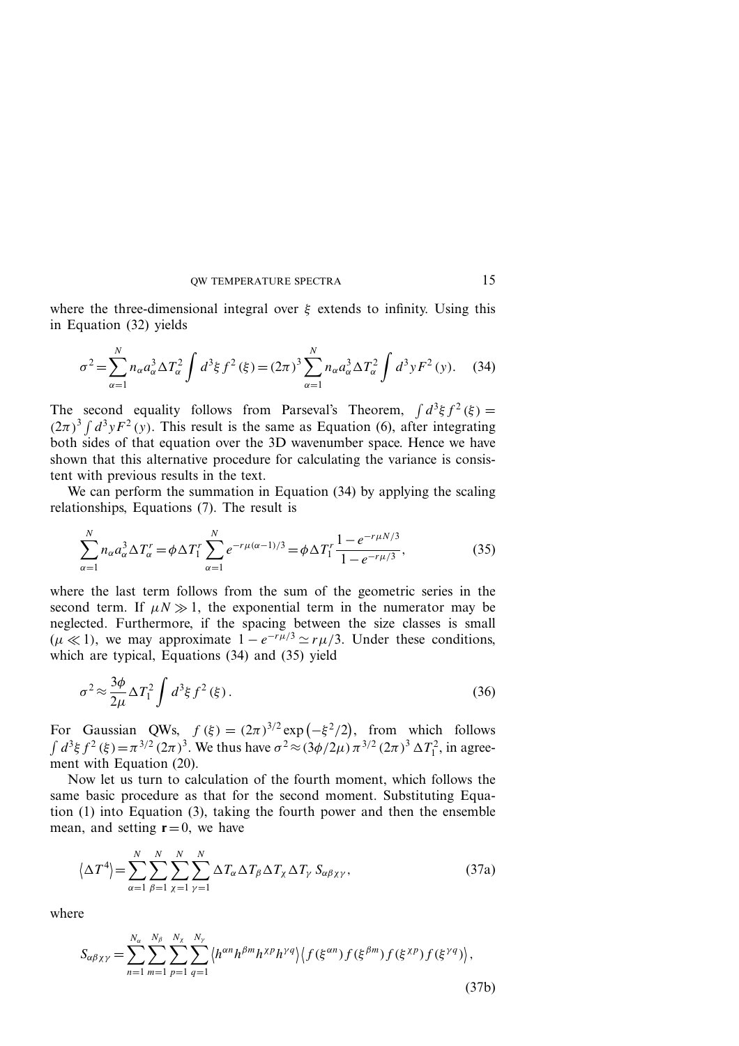where the three-dimensional integral over $\xi$ extends to infinity. Using this in Equation (32) yields

$$\sigma^2 = \sum_{\alpha=1}^{N} n_\alpha a_\alpha^3 \Delta T_\alpha^2 \int d^3\xi\, f^2(\xi) = (2\pi)^3 \sum_{\alpha=1}^{N} n_\alpha a_\alpha^3 \Delta T_\alpha^2 \int d^3 y\, F^2(y). \quad (34)$$

The second equality follows from Parseval's Theorem, $\int d^3\xi\, f^2(\xi) = (2\pi)^3 \int d^3 y\, F^2(y)$. This result is the same as Equation (6), after integrating both sides of that equation over the 3D wavenumber space. Hence we have shown that this alternative procedure for calculating the variance is consistent with previous results in the text.

We can perform the summation in Equation (34) by applying the scaling relationships, Equations (7). The result is

$$\sum_{\alpha=1}^{N} n_\alpha a_\alpha^3 \Delta T_\alpha^r = \phi \Delta T_1^r \sum_{\alpha=1}^{N} e^{-r\mu(\alpha-1)/3} = \phi \Delta T_1^r \frac{1 - e^{-r\mu N/3}}{1 - e^{-r\mu/3}}, \quad (35)$$

where the last term follows from the sum of the geometric series in the second term. If $\mu N \gg 1$, the exponential term in the numerator may be neglected. Furthermore, if the spacing between the size classes is small ($\mu \ll 1$), we may approximate $1 - e^{-r\mu/3} \simeq r\mu/3$. Under these conditions, which are typical, Equations (34) and (35) yield

$$\sigma^2 \approx \frac{3\phi}{2\mu} \Delta T_1^2 \int d^3\xi\, f^2(\xi). \quad (36)$$

For Gaussian QWs, $f(\xi) = (2\pi)^{3/2} \exp\left(-\xi^2/2\right)$, from which follows $\int d^3\xi\, f^2(\xi) = \pi^{3/2} (2\pi)^3$. We thus have $\sigma^2 \approx (3\phi/2\mu)\, \pi^{3/2} (2\pi)^3 \Delta T_1^2$, in agreement with Equation (20).

Now let us turn to calculation of the fourth moment, which follows the same basic procedure as that for the second moment. Substituting Equation (1) into Equation (3), taking the fourth power and then the ensemble mean, and setting $\mathbf{r} = 0$, we have

$$\left\langle \Delta T^4 \right\rangle = \sum_{\alpha=1}^{N} \sum_{\beta=1}^{N} \sum_{\chi=1}^{N} \sum_{\gamma=1}^{N} \Delta T_\alpha \Delta T_\beta \Delta T_\chi \Delta T_\gamma\, S_{\alpha\beta\chi\gamma}, \quad (37a)$$

where

$$S_{\alpha\beta\chi\gamma} = \sum_{n=1}^{N_\alpha} \sum_{m=1}^{N_\beta} \sum_{p=1}^{N_\chi} \sum_{q=1}^{N_\gamma} \left\langle h^{\alpha n} h^{\beta m} h^{\chi p} h^{\gamma q} \right\rangle \left\langle f(\xi^{\alpha n}) f(\xi^{\beta m}) f(\xi^{\chi p}) f(\xi^{\gamma q}) \right\rangle, \quad (37b)$$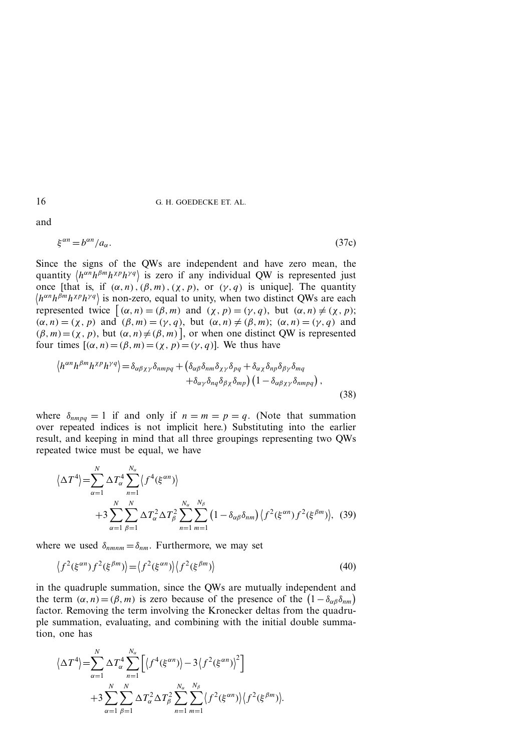and

$$\xi^{\alpha n} = b^{\alpha n}/a_\alpha. \tag{37c}$$

Since the signs of the QWs are independent and have zero mean, the quantity $\langle h^{\alpha n} h^{\beta m} h^{\chi p} h^{\gamma q} \rangle$ is zero if any individual QW is represented just once [that is, if $(\alpha, n)$, $(\beta, m)$, $(\chi, p)$, or $(\gamma, q)$ is unique]. The quantity $\langle h^{\alpha n} h^{\beta m} h^{\chi p} h^{\gamma q} \rangle$ is non-zero, equal to unity, when two distinct QWs are each represented twice $[(\alpha, n) = (\beta, m)$ and $(\chi, p) = (\gamma, q)$, but $(\alpha, n) \neq (\chi, p)$; $(\alpha, n) = (\chi, p)$ and $(\beta, m) = (\gamma, q)$, but $(\alpha, n) \neq (\beta, m)$; $(\alpha, n) = (\gamma, q)$ and $(\beta, m) = (\chi, p)$, but $(\alpha, n) \neq (\beta, m)]$, or when one distinct QW is represented four times $[(\alpha, n) = (\beta, m) = (\chi, p) = (\gamma, q)]$. We thus have

$$\begin{aligned}\langle h^{\alpha n} h^{\beta m} h^{\chi p} h^{\gamma q} \rangle = \delta_{\alpha\beta\chi\gamma}\delta_{nmpq} + \big(&\delta_{\alpha\beta}\delta_{nm}\delta_{\chi\gamma}\delta_{pq} + \delta_{\alpha\chi}\delta_{np}\delta_{\beta\gamma}\delta_{mq} \\ &+ \delta_{\alpha\gamma}\delta_{nq}\delta_{\beta\chi}\delta_{mp}\big)\big(1 - \delta_{\alpha\beta\chi\gamma}\delta_{nmpq}\big),\end{aligned} \tag{38}$$

where $\delta_{nmpq} = 1$ if and only if $n = m = p = q$. (Note that summation over repeated indices is not implicit here.) Substituting into the earlier result, and keeping in mind that all three groupings representing two QWs repeated twice must be equal, we have

$$\begin{aligned}\langle \Delta T^4 \rangle = &\sum_{\alpha=1}^{N} \Delta T_\alpha^4 \sum_{n=1}^{N_\alpha} \langle f^4(\xi^{\alpha n}) \rangle \\ &+ 3 \sum_{\alpha=1}^{N} \sum_{\beta=1}^{N} \Delta T_\alpha^2 \Delta T_\beta^2 \sum_{n=1}^{N_\alpha} \sum_{m=1}^{N_\beta} \big(1 - \delta_{\alpha\beta}\delta_{nm}\big) \langle f^2(\xi^{\alpha n}) f^2(\xi^{\beta m}) \rangle,\end{aligned} \tag{39}$$

where we used $\delta_{nmnm} = \delta_{nm}$. Furthermore, we may set

$$\langle f^2(\xi^{\alpha n}) f^2(\xi^{\beta m}) \rangle = \langle f^2(\xi^{\alpha n}) \rangle \langle f^2(\xi^{\beta m}) \rangle \tag{40}$$

in the quadruple summation, since the QWs are mutually independent and the term $(\alpha, n) = (\beta, m)$ is zero because of the presence of the $(1 - \delta_{\alpha\beta}\delta_{nm})$ factor. Removing the term involving the Kronecker deltas from the quadruple summation, evaluating, and combining with the initial double summation, one has

$$\begin{aligned}\langle \Delta T^4 \rangle = &\sum_{\alpha=1}^{N} \Delta T_\alpha^4 \sum_{n=1}^{N_\alpha} \Big[ \langle f^4(\xi^{\alpha n}) \rangle - 3 \langle f^2(\xi^{\alpha n}) \rangle^2 \Big] \\ &+ 3 \sum_{\alpha=1}^{N} \sum_{\beta=1}^{N} \Delta T_\alpha^2 \Delta T_\beta^2 \sum_{n=1}^{N_\alpha} \sum_{m=1}^{N_\beta} \langle f^2(\xi^{\alpha n}) \rangle \langle f^2(\xi^{\beta m}) \rangle.\end{aligned}$$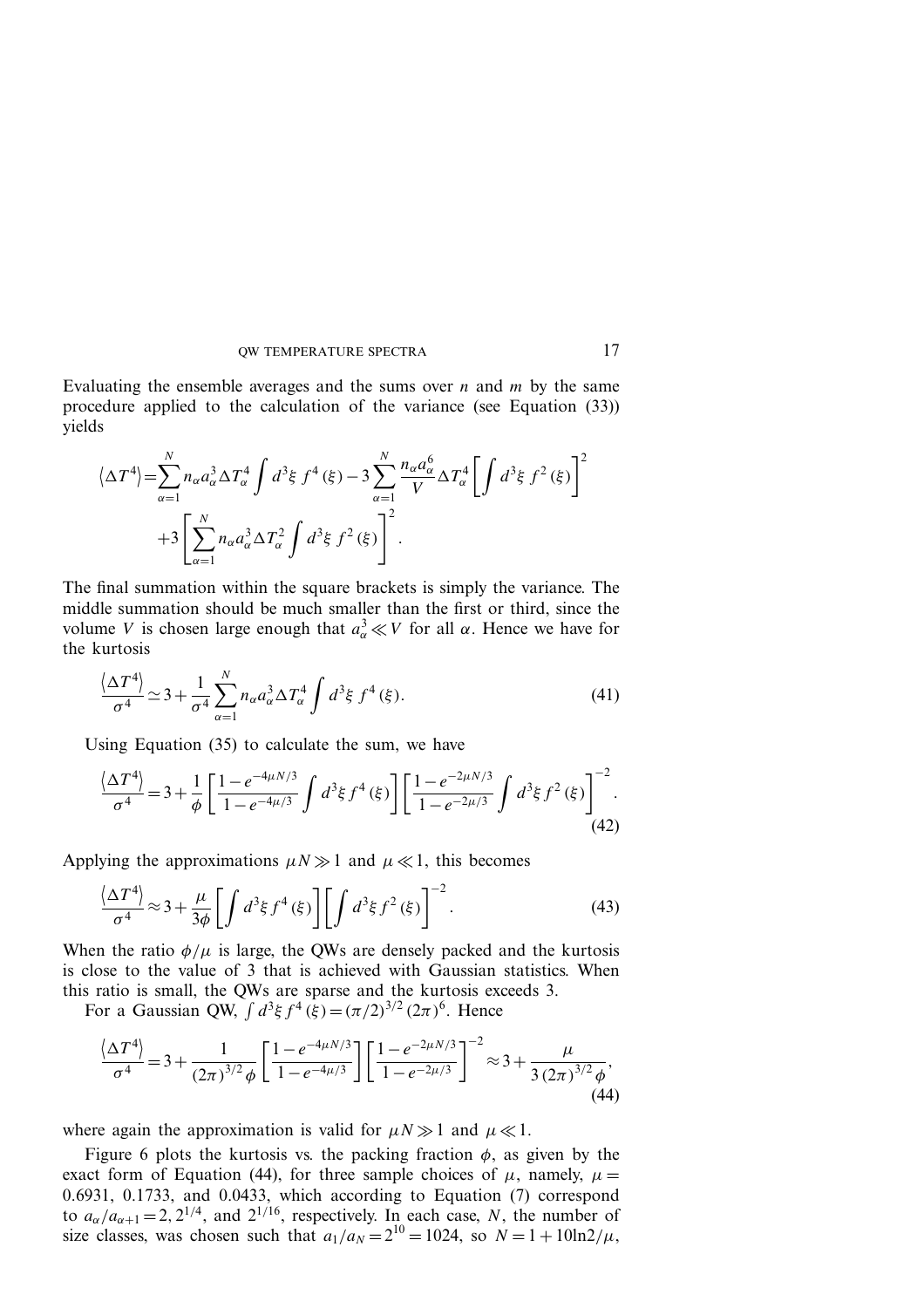Evaluating the ensemble averages and the sums over $n$ and $m$ by the same procedure applied to the calculation of the variance (see Equation (33)) yields

$$\left\langle \Delta T^4 \right\rangle = \sum_{\alpha=1}^{N} n_\alpha a_\alpha^3 \Delta T_\alpha^4 \int d^3\xi \; f^4(\xi) - 3 \sum_{\alpha=1}^{N} \frac{n_\alpha a_\alpha^6}{V} \Delta T_\alpha^4 \left[ \int d^3\xi \; f^2(\xi) \right]^2 + 3 \left[ \sum_{\alpha=1}^{N} n_\alpha a_\alpha^3 \Delta T_\alpha^2 \int d^3\xi \; f^2(\xi) \right]^2 .$$

The final summation within the square brackets is simply the variance. The middle summation should be much smaller than the first or third, since the volume $V$ is chosen large enough that $a_\alpha^3 \ll V$ for all $\alpha$. Hence we have for the kurtosis

$$\frac{\left\langle \Delta T^4 \right\rangle}{\sigma^4} \simeq 3 + \frac{1}{\sigma^4} \sum_{\alpha=1}^{N} n_\alpha a_\alpha^3 \Delta T_\alpha^4 \int d^3\xi \; f^4(\xi). \tag{41}$$

Using Equation (35) to calculate the sum, we have

$$\frac{\left\langle \Delta T^4 \right\rangle}{\sigma^4} = 3 + \frac{1}{\phi} \left[ \frac{1 - e^{-4\mu N/3}}{1 - e^{-4\mu/3}} \int d^3\xi \, f^4(\xi) \right] \left[ \frac{1 - e^{-2\mu N/3}}{1 - e^{-2\mu/3}} \int d^3\xi \, f^2(\xi) \right]^{-2} . \tag{42}$$

Applying the approximations $\mu N \gg 1$ and $\mu \ll 1$, this becomes

$$\frac{\left\langle \Delta T^4 \right\rangle}{\sigma^4} \approx 3 + \frac{\mu}{3\phi} \left[ \int d^3\xi \, f^4(\xi) \right] \left[ \int d^3\xi \, f^2(\xi) \right]^{-2} . \tag{43}$$

When the ratio $\phi/\mu$ is large, the QWs are densely packed and the kurtosis is close to the value of 3 that is achieved with Gaussian statistics. When this ratio is small, the QWs are sparse and the kurtosis exceeds 3.

For a Gaussian QW, $\int d^3\xi \, f^4(\xi) = (\pi/2)^{3/2} (2\pi)^6$. Hence

$$\frac{\left\langle \Delta T^4 \right\rangle}{\sigma^4} = 3 + \frac{1}{(2\pi)^{3/2} \phi} \left[ \frac{1 - e^{-4\mu N/3}}{1 - e^{-4\mu/3}} \right] \left[ \frac{1 - e^{-2\mu N/3}}{1 - e^{-2\mu/3}} \right]^{-2} \approx 3 + \frac{\mu}{3 (2\pi)^{3/2} \phi}, \tag{44}$$

where again the approximation is valid for $\mu N \gg 1$ and $\mu \ll 1$.

Figure 6 plots the kurtosis vs. the packing fraction $\phi$, as given by the exact form of Equation (44), for three sample choices of $\mu$, namely, $\mu = 0.6931$, $0.1733$, and $0.0433$, which according to Equation (7) correspond to $a_\alpha/a_{\alpha+1} = 2, 2^{1/4}$, and $2^{1/16}$, respectively. In each case, $N$, the number of size classes, was chosen such that $a_1/a_N = 2^{10} = 1024$, so $N = 1 + 10 \ln 2/\mu$,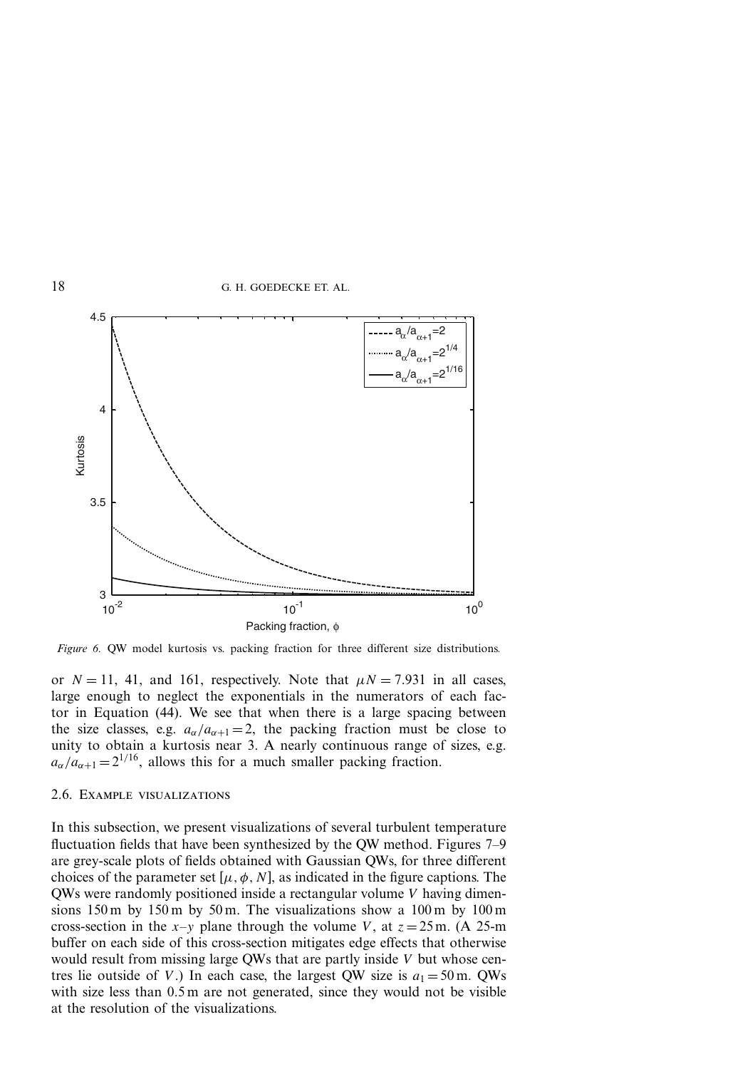*Figure 6.* QW model kurtosis vs. packing fraction for three different size distributions.

or $N = 11$, 41, and 161, respectively. Note that $\mu N = 7.931$ in all cases, large enough to neglect the exponentials in the numerators of each factor in Equation (44). We see that when there is a large spacing between the size classes, e.g. $a_\alpha / a_{\alpha+1} = 2$, the packing fraction must be close to unity to obtain a kurtosis near 3. A nearly continuous range of sizes, e.g. $a_\alpha / a_{\alpha+1} = 2^{1/16}$, allows this for a much smaller packing fraction.

### 2.6. Example visualizations

In this subsection, we present visualizations of several turbulent temperature fluctuation fields that have been synthesized by the QW method. Figures 7–9 are grey-scale plots of fields obtained with Gaussian QWs, for three different choices of the parameter set $[\mu, \phi, N]$, as indicated in the figure captions. The QWs were randomly positioned inside a rectangular volume $V$ having dimensions 150 m by 150 m by 50 m. The visualizations show a 100 m by 100 m cross-section in the $x$–$y$ plane through the volume $V$, at $z = 25$ m. (A 25-m buffer on each side of this cross-section mitigates edge effects that otherwise would result from missing large QWs that are partly inside $V$ but whose centres lie outside of $V$.) In each case, the largest QW size is $a_1 = 50$ m. QWs with size less than 0.5 m are not generated, since they would not be visible at the resolution of the visualizations.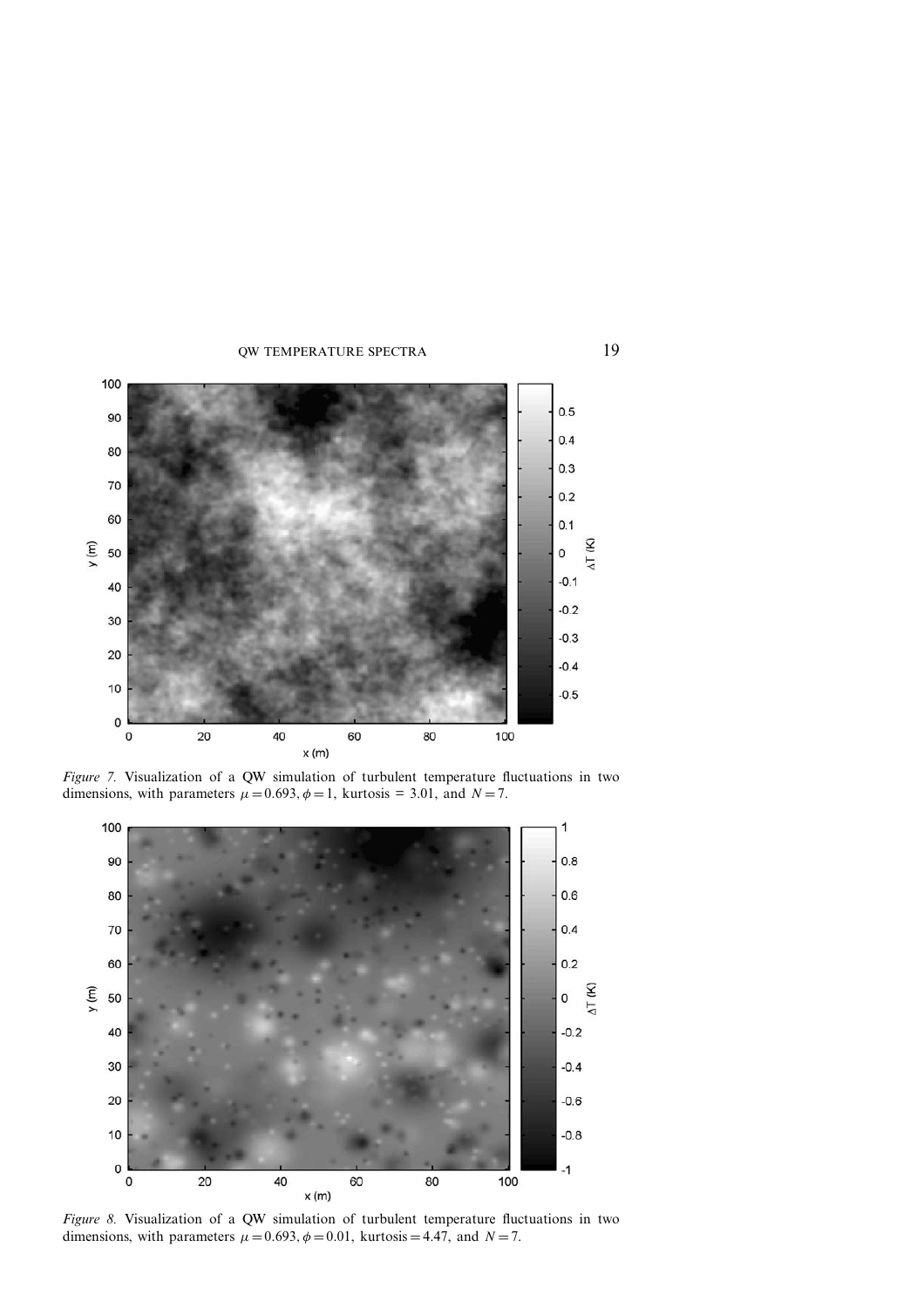*Figure 7.* Visualization of a QW simulation of turbulent temperature fluctuations in two dimensions, with parameters $\mu = 0.693, \phi = 1$, kurtosis = 3.01, and $N = 7$.

*Figure 8.* Visualization of a QW simulation of turbulent temperature fluctuations in two dimensions, with parameters $\mu = 0.693, \phi = 0.01$, kurtosis = 4.47, and $N = 7$.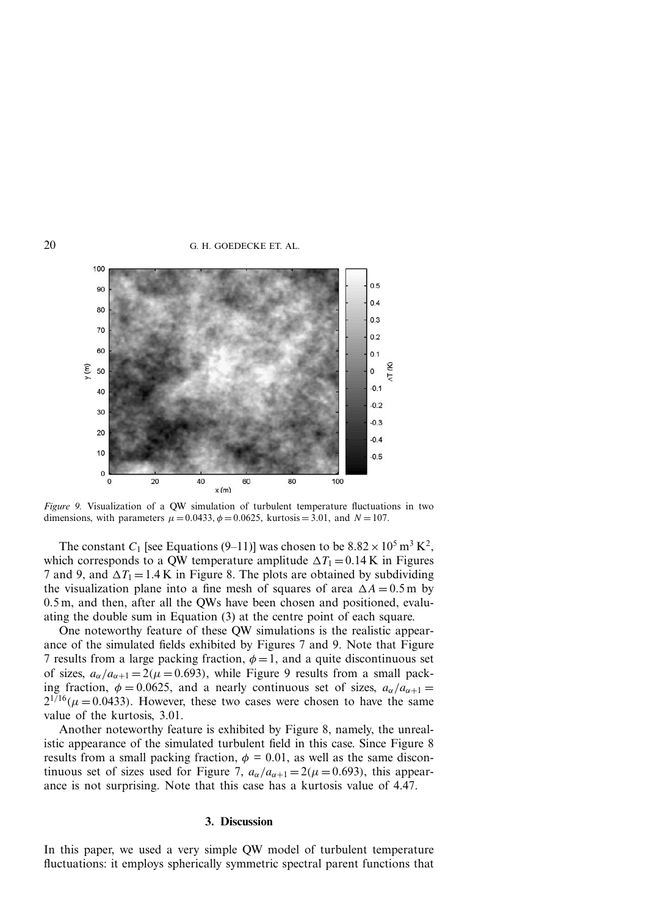*Figure 9.* Visualization of a QW simulation of turbulent temperature fluctuations in two dimensions, with parameters $\mu = 0.0433, \phi = 0.0625$, kurtosis $= 3.01$, and $N = 107$.

The constant $C_1$ [see Equations (9–11)] was chosen to be $8.82 \times 10^5\,\mathrm{m}^3\,\mathrm{K}^2$, which corresponds to a QW temperature amplitude $\Delta T_1 = 0.14\,\mathrm{K}$ in Figures 7 and 9, and $\Delta T_1 = 1.4\,\mathrm{K}$ in Figure 8. The plots are obtained by subdividing the visualization plane into a fine mesh of squares of area $\Delta A = 0.5\,\mathrm{m}$ by $0.5\,\mathrm{m}$, and then, after all the QWs have been chosen and positioned, evaluating the double sum in Equation (3) at the centre point of each square.

One noteworthy feature of these QW simulations is the realistic appearance of the simulated fields exhibited by Figures 7 and 9. Note that Figure 7 results from a large packing fraction, $\phi = 1$, and a quite discontinuous set of sizes, $a_\alpha / a_{\alpha+1} = 2(\mu = 0.693)$, while Figure 9 results from a small packing fraction, $\phi = 0.0625$, and a nearly continuous set of sizes, $a_\alpha / a_{\alpha+1} = 2^{1/16}(\mu = 0.0433)$. However, these two cases were chosen to have the same value of the kurtosis, 3.01.

Another noteworthy feature is exhibited by Figure 8, namely, the unrealistic appearance of the simulated turbulent field in this case. Since Figure 8 results from a small packing fraction, $\phi = 0.01$, as well as the same discontinuous set of sizes used for Figure 7, $a_\alpha / a_{\alpha+1} = 2(\mu = 0.693)$, this appearance is not surprising. Note that this case has a kurtosis value of 4.47.

## 3. Discussion

In this paper, we used a very simple QW model of turbulent temperature fluctuations: it employs spherically symmetric spectral parent functions that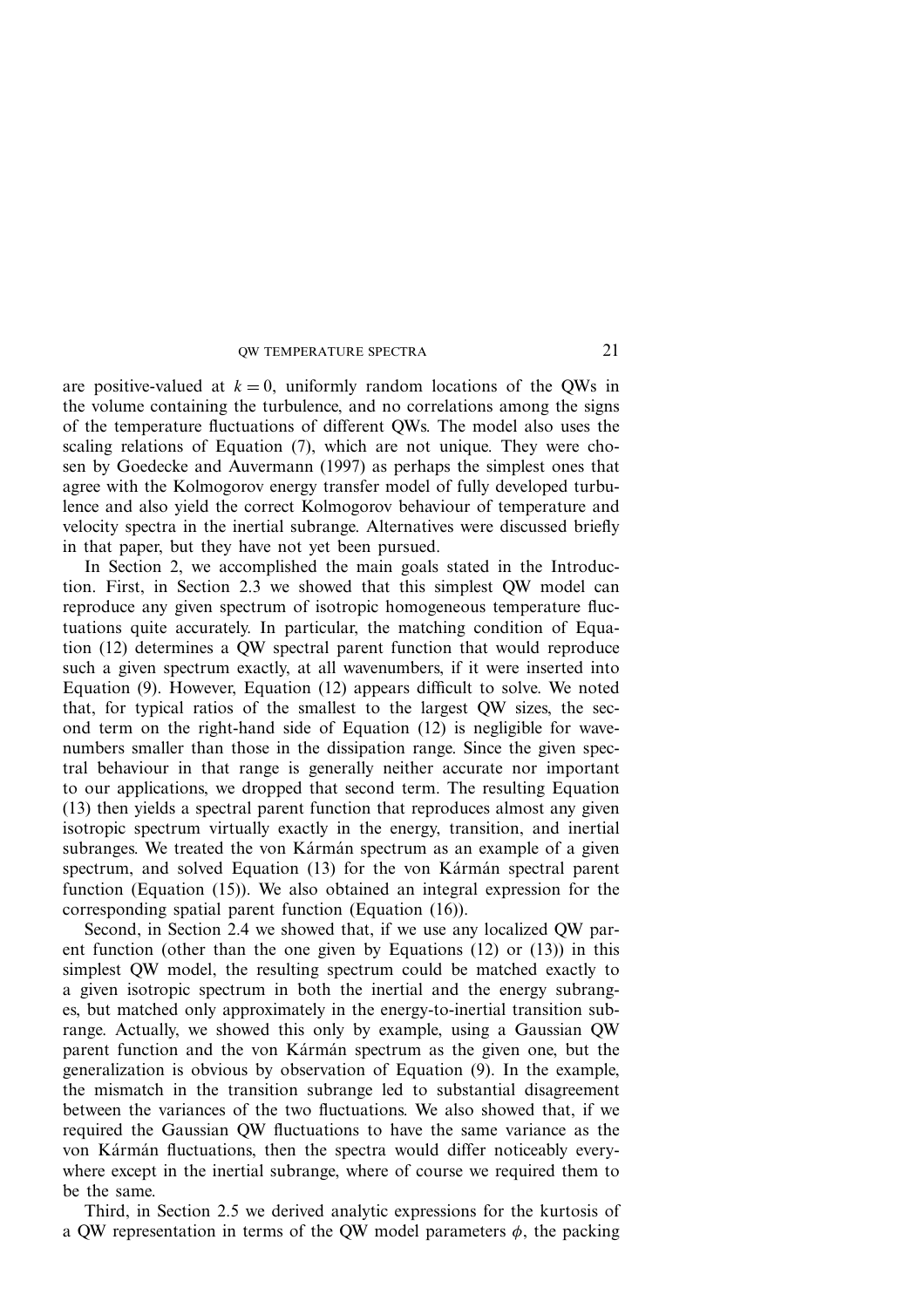are positive-valued at $k = 0$, uniformly random locations of the QWs in the volume containing the turbulence, and no correlations among the signs of the temperature fluctuations of different QWs. The model also uses the scaling relations of Equation (7), which are not unique. They were chosen by Goedecke and Auvermann (1997) as perhaps the simplest ones that agree with the Kolmogorov energy transfer model of fully developed turbulence and also yield the correct Kolmogorov behaviour of temperature and velocity spectra in the inertial subrange. Alternatives were discussed briefly in that paper, but they have not yet been pursued.

In Section 2, we accomplished the main goals stated in the Introduction. First, in Section 2.3 we showed that this simplest QW model can reproduce any given spectrum of isotropic homogeneous temperature fluctuations quite accurately. In particular, the matching condition of Equation (12) determines a QW spectral parent function that would reproduce such a given spectrum exactly, at all wavenumbers, if it were inserted into Equation (9). However, Equation (12) appears difficult to solve. We noted that, for typical ratios of the smallest to the largest QW sizes, the second term on the right-hand side of Equation (12) is negligible for wavenumbers smaller than those in the dissipation range. Since the given spectral behaviour in that range is generally neither accurate nor important to our applications, we dropped that second term. The resulting Equation (13) then yields a spectral parent function that reproduces almost any given isotropic spectrum virtually exactly in the energy, transition, and inertial subranges. We treated the von Kármán spectrum as an example of a given spectrum, and solved Equation (13) for the von Kármán spectral parent function (Equation (15)). We also obtained an integral expression for the corresponding spatial parent function (Equation (16)).

Second, in Section 2.4 we showed that, if we use any localized QW parent function (other than the one given by Equations (12) or (13)) in this simplest QW model, the resulting spectrum could be matched exactly to a given isotropic spectrum in both the inertial and the energy subranges, but matched only approximately in the energy-to-inertial transition subrange. Actually, we showed this only by example, using a Gaussian QW parent function and the von Kármán spectrum as the given one, but the generalization is obvious by observation of Equation (9). In the example, the mismatch in the transition subrange led to substantial disagreement between the variances of the two fluctuations. We also showed that, if we required the Gaussian QW fluctuations to have the same variance as the von Kármán fluctuations, then the spectra would differ noticeably everywhere except in the inertial subrange, where of course we required them to be the same.

Third, in Section 2.5 we derived analytic expressions for the kurtosis of a QW representation in terms of the QW model parameters $\phi$, the packing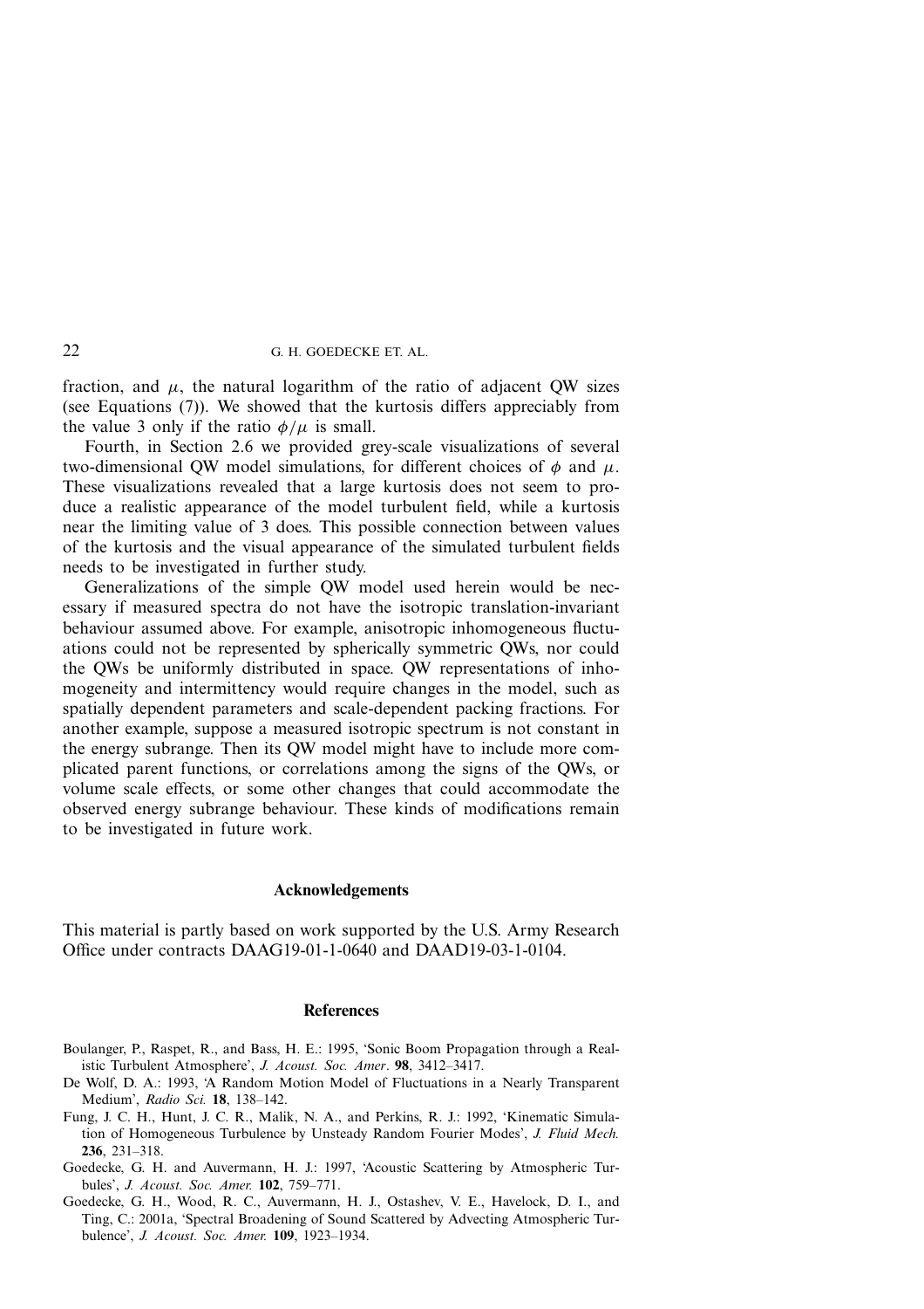fraction, and $\mu$, the natural logarithm of the ratio of adjacent QW sizes (see Equations (7)). We showed that the kurtosis differs appreciably from the value 3 only if the ratio $\phi/\mu$ is small.

Fourth, in Section 2.6 we provided grey-scale visualizations of several two-dimensional QW model simulations, for different choices of $\phi$ and $\mu$. These visualizations revealed that a large kurtosis does not seem to produce a realistic appearance of the model turbulent field, while a kurtosis near the limiting value of 3 does. This possible connection between values of the kurtosis and the visual appearance of the simulated turbulent fields needs to be investigated in further study.

Generalizations of the simple QW model used herein would be necessary if measured spectra do not have the isotropic translation-invariant behaviour assumed above. For example, anisotropic inhomogeneous fluctuations could not be represented by spherically symmetric QWs, nor could the QWs be uniformly distributed in space. QW representations of inhomogeneity and intermittency would require changes in the model, such as spatially dependent parameters and scale-dependent packing fractions. For another example, suppose a measured isotropic spectrum is not constant in the energy subrange. Then its QW model might have to include more complicated parent functions, or correlations among the signs of the QWs, or volume scale effects, or some other changes that could accommodate the observed energy subrange behaviour. These kinds of modifications remain to be investigated in future work.

## Acknowledgements

This material is partly based on work supported by the U.S. Army Research Office under contracts DAAG19-01-1-0640 and DAAD19-03-1-0104.

## References

Boulanger, P., Raspet, R., and Bass, H. E.: 1995, 'Sonic Boom Propagation through a Realistic Turbulent Atmosphere', *J. Acoust. Soc. Amer*. **98**, 3412–3417.

De Wolf, D. A.: 1993, 'A Random Motion Model of Fluctuations in a Nearly Transparent Medium', *Radio Sci.* **18**, 138–142.

Fung, J. C. H., Hunt, J. C. R., Malik, N. A., and Perkins, R. J.: 1992, 'Kinematic Simulation of Homogeneous Turbulence by Unsteady Random Fourier Modes', *J. Fluid Mech.* **236**, 231–318.

Goedecke, G. H. and Auvermann, H. J.: 1997, 'Acoustic Scattering by Atmospheric Turbules', *J. Acoust. Soc. Amer.* **102**, 759–771.

Goedecke, G. H., Wood, R. C., Auvermann, H. J., Ostashev, V. E., Havelock, D. I., and Ting, C.: 2001a, 'Spectral Broadening of Sound Scattered by Advecting Atmospheric Turbulence', *J. Acoust. Soc. Amer.* **109**, 1923–1934.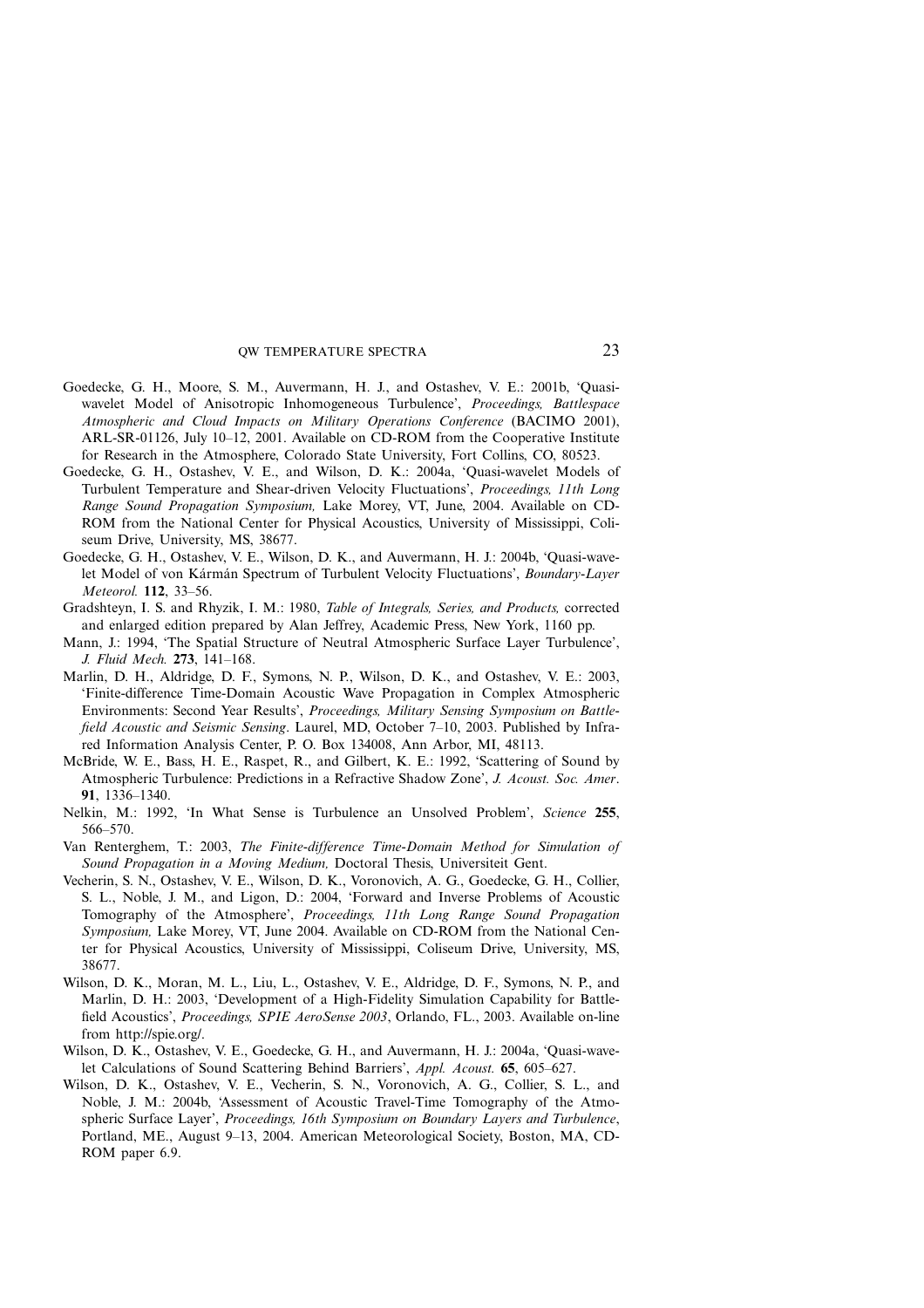Goedecke, G. H., Moore, S. M., Auvermann, H. J., and Ostashev, V. E.: 2001b, 'Quasi-wavelet Model of Anisotropic Inhomogeneous Turbulence', *Proceedings, Battlespace Atmospheric and Cloud Impacts on Military Operations Conference* (BACIMO 2001), ARL-SR-01126, July 10–12, 2001. Available on CD-ROM from the Cooperative Institute for Research in the Atmosphere, Colorado State University, Fort Collins, CO, 80523.

Goedecke, G. H., Ostashev, V. E., and Wilson, D. K.: 2004a, 'Quasi-wavelet Models of Turbulent Temperature and Shear-driven Velocity Fluctuations', *Proceedings, 11th Long Range Sound Propagation Symposium,* Lake Morey, VT, June, 2004. Available on CD-ROM from the National Center for Physical Acoustics, University of Mississippi, Coliseum Drive, University, MS, 38677.

Goedecke, G. H., Ostashev, V. E., Wilson, D. K., and Auvermann, H. J.: 2004b, 'Quasi-wavelet Model of von Kármán Spectrum of Turbulent Velocity Fluctuations', *Boundary-Layer Meteorol.* **112**, 33–56.

Gradshteyn, I. S. and Rhyzik, I. M.: 1980, *Table of Integrals, Series, and Products,* corrected and enlarged edition prepared by Alan Jeffrey, Academic Press, New York, 1160 pp.

Mann, J.: 1994, 'The Spatial Structure of Neutral Atmospheric Surface Layer Turbulence', *J. Fluid Mech.* **273**, 141–168.

Marlin, D. H., Aldridge, D. F., Symons, N. P., Wilson, D. K., and Ostashev, V. E.: 2003, 'Finite-difference Time-Domain Acoustic Wave Propagation in Complex Atmospheric Environments: Second Year Results', *Proceedings, Military Sensing Symposium on Battlefield Acoustic and Seismic Sensing*. Laurel, MD, October 7–10, 2003. Published by Infrared Information Analysis Center, P. O. Box 134008, Ann Arbor, MI, 48113.

McBride, W. E., Bass, H. E., Raspet, R., and Gilbert, K. E.: 1992, 'Scattering of Sound by Atmospheric Turbulence: Predictions in a Refractive Shadow Zone', *J. Acoust. Soc. Amer*. **91**, 1336–1340.

Nelkin, M.: 1992, 'In What Sense is Turbulence an Unsolved Problem', *Science* **255**, 566–570.

Van Renterghem, T.: 2003, *The Finite-difference Time-Domain Method for Simulation of Sound Propagation in a Moving Medium,* Doctoral Thesis, Universiteit Gent.

Vecherin, S. N., Ostashev, V. E., Wilson, D. K., Voronovich, A. G., Goedecke, G. H., Collier, S. L., Noble, J. M., and Ligon, D.: 2004, 'Forward and Inverse Problems of Acoustic Tomography of the Atmosphere', *Proceedings, 11th Long Range Sound Propagation Symposium,* Lake Morey, VT, June 2004. Available on CD-ROM from the National Center for Physical Acoustics, University of Mississippi, Coliseum Drive, University, MS, 38677.

Wilson, D. K., Moran, M. L., Liu, L., Ostashev, V. E., Aldridge, D. F., Symons, N. P., and Marlin, D. H.: 2003, 'Development of a High-Fidelity Simulation Capability for Battlefield Acoustics', *Proceedings, SPIE AeroSense 2003*, Orlando, FL., 2003. Available on-line from http://spie.org/.

Wilson, D. K., Ostashev, V. E., Goedecke, G. H., and Auvermann, H. J.: 2004a, 'Quasi-wavelet Calculations of Sound Scattering Behind Barriers', *Appl. Acoust.* **65**, 605–627.

Wilson, D. K., Ostashev, V. E., Vecherin, S. N., Voronovich, A. G., Collier, S. L., and Noble, J. M.: 2004b, 'Assessment of Acoustic Travel-Time Tomography of the Atmospheric Surface Layer', *Proceedings, 16th Symposium on Boundary Layers and Turbulence*, Portland, ME., August 9–13, 2004. American Meteorological Society, Boston, MA, CD-ROM paper 6.9.